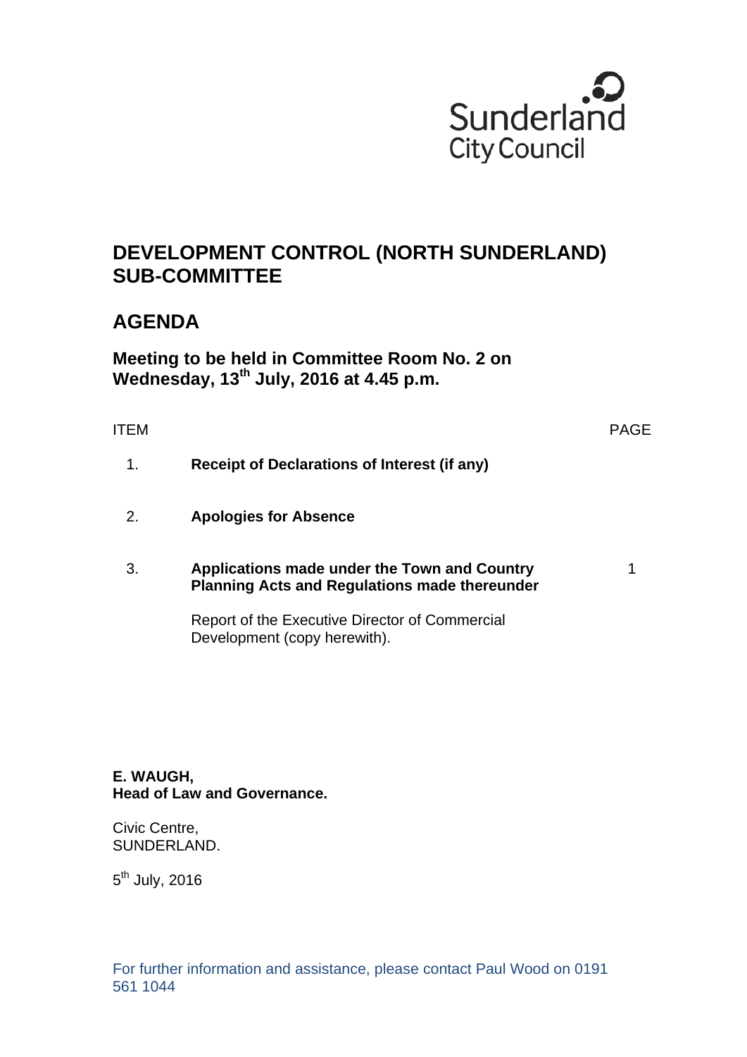Sunderland City Council

# DEVELOPMENT CONTROL (NORTH SUNDERLAND) SUB-COMMITTEE

## AGENDA

### Meeting to be held in Committee Room No. 2 on Wednesday, 13th July, 2016 at 4.45 p.m.

| ITEM | | PAGE |
| --- | --- | --- |
| 1. | **Receipt of Declarations of Interest (if any)** | |
| 2. | **Apologies for Absence** | |
| 3. | **Applications made under the Town and Country Planning Acts and Regulations made thereunder**<br><br>Report of the Executive Director of Commercial Development (copy herewith). | 1 |

**E. WAUGH,**
**Head of Law and Governance.**

Civic Centre,
SUNDERLAND.

5th July, 2016

For further information and assistance, please contact Paul Wood on 0191 561 1044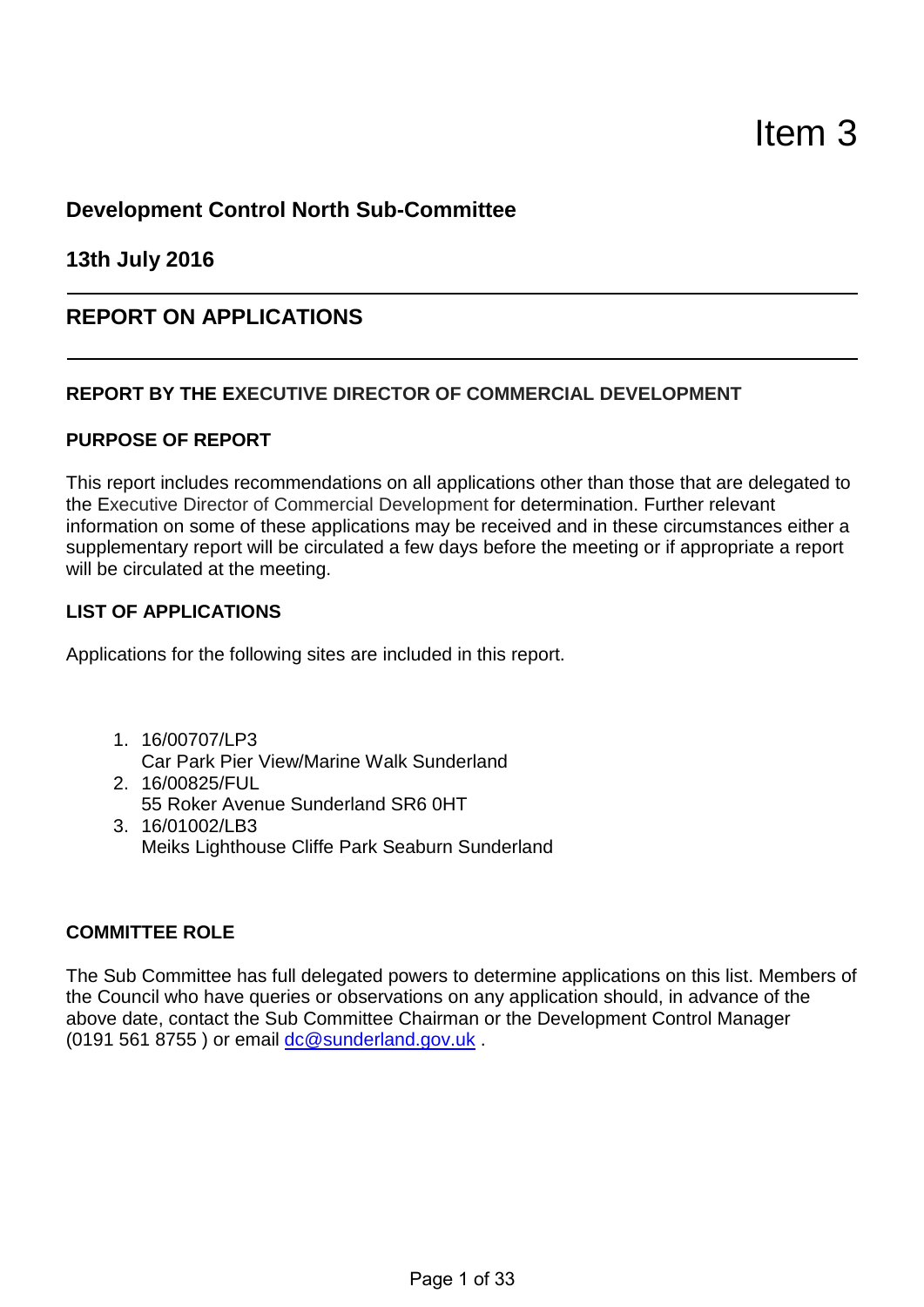# Item 3

## Development Control North Sub-Committee

## 13th July 2016

---

## REPORT ON APPLICATIONS

---

**REPORT BY THE EXECUTIVE DIRECTOR OF COMMERCIAL DEVELOPMENT**

**PURPOSE OF REPORT**

This report includes recommendations on all applications other than those that are delegated to the Executive Director of Commercial Development for determination. Further relevant information on some of these applications may be received and in these circumstances either a supplementary report will be circulated a few days before the meeting or if appropriate a report will be circulated at the meeting.

**LIST OF APPLICATIONS**

Applications for the following sites are included in this report.

1. 16/00707/LP3
   Car Park Pier View/Marine Walk Sunderland
2. 16/00825/FUL
   55 Roker Avenue Sunderland SR6 0HT
3. 16/01002/LB3
   Meiks Lighthouse Cliffe Park Seaburn Sunderland

**COMMITTEE ROLE**

The Sub Committee has full delegated powers to determine applications on this list. Members of the Council who have queries or observations on any application should, in advance of the above date, contact the Sub Committee Chairman or the Development Control Manager (0191 561 8755 ) or email dc@sunderland.gov.uk .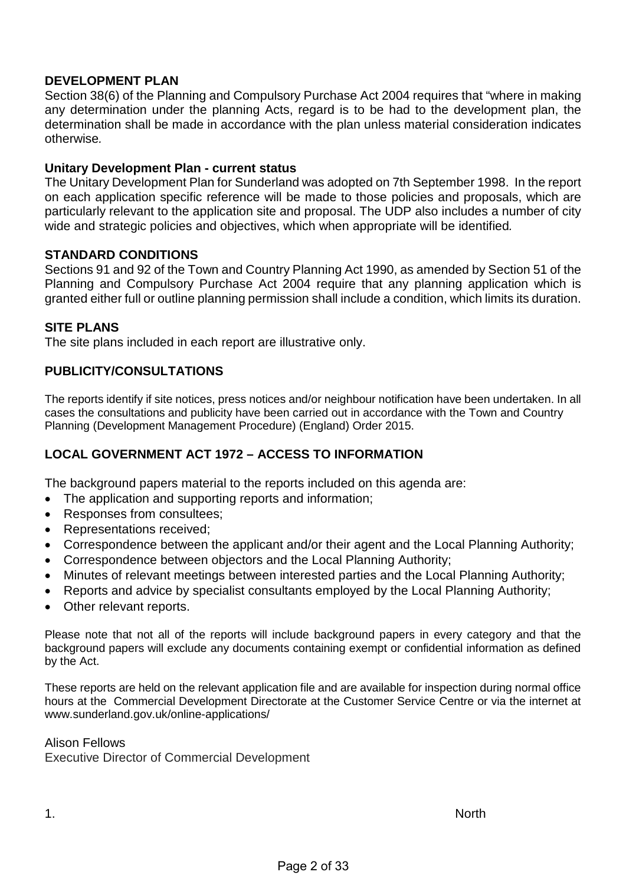## DEVELOPMENT PLAN

Section 38(6) of the Planning and Compulsory Purchase Act 2004 requires that "where in making any determination under the planning Acts, regard is to be had to the development plan, the determination shall be made in accordance with the plan unless material consideration indicates otherwise*.*

### Unitary Development Plan - current status

The Unitary Development Plan for Sunderland was adopted on 7th September 1998. In the report on each application specific reference will be made to those policies and proposals, which are particularly relevant to the application site and proposal. The UDP also includes a number of city wide and strategic policies and objectives, which when appropriate will be identified*.*

## STANDARD CONDITIONS

Sections 91 and 92 of the Town and Country Planning Act 1990, as amended by Section 51 of the Planning and Compulsory Purchase Act 2004 require that any planning application which is granted either full or outline planning permission shall include a condition, which limits its duration.

## SITE PLANS

The site plans included in each report are illustrative only.

## PUBLICITY/CONSULTATIONS

The reports identify if site notices, press notices and/or neighbour notification have been undertaken. In all cases the consultations and publicity have been carried out in accordance with the Town and Country Planning (Development Management Procedure) (England) Order 2015.

## LOCAL GOVERNMENT ACT 1972 – ACCESS TO INFORMATION

The background papers material to the reports included on this agenda are:

- The application and supporting reports and information;
- Responses from consultees;
- Representations received;
- Correspondence between the applicant and/or their agent and the Local Planning Authority;
- Correspondence between objectors and the Local Planning Authority;
- Minutes of relevant meetings between interested parties and the Local Planning Authority;
- Reports and advice by specialist consultants employed by the Local Planning Authority;
- Other relevant reports.

Please note that not all of the reports will include background papers in every category and that the background papers will exclude any documents containing exempt or confidential information as defined by the Act.

These reports are held on the relevant application file and are available for inspection during normal office hours at the Commercial Development Directorate at the Customer Service Centre or via the internet at www.sunderland.gov.uk/online-applications/

Alison Fellows
Executive Director of Commercial Development

1. North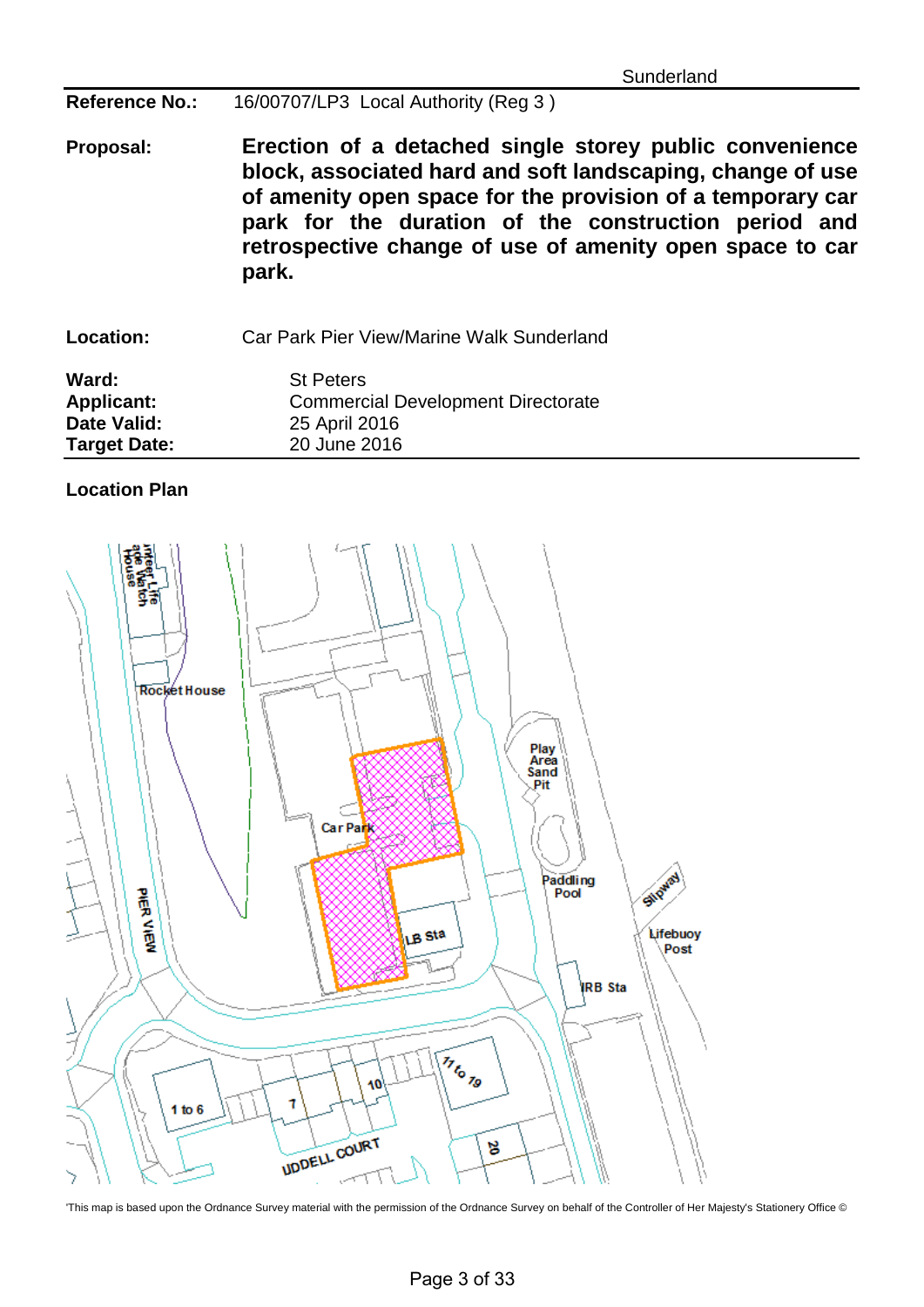Sunderland

| | |
|---|---|
| **Reference No.:** | 16/00707/LP3 Local Authority (Reg 3 ) |
| **Proposal:** | **Erection of a detached single storey public convenience block, associated hard and soft landscaping, change of use of amenity open space for the provision of a temporary car park for the duration of the construction period and retrospective change of use of amenity open space to car park.** |
| **Location:** | Car Park Pier View/Marine Walk Sunderland |
| **Ward:** | St Peters |
| **Applicant:** | Commercial Development Directorate |
| **Date Valid:** | 25 April 2016 |
| **Target Date:** | 20 June 2016 |

**Location Plan**

'This map is based upon the Ordnance Survey material with the permission of the Ordnance Survey on behalf of the Controller of Her Majesty's Stationery Office ©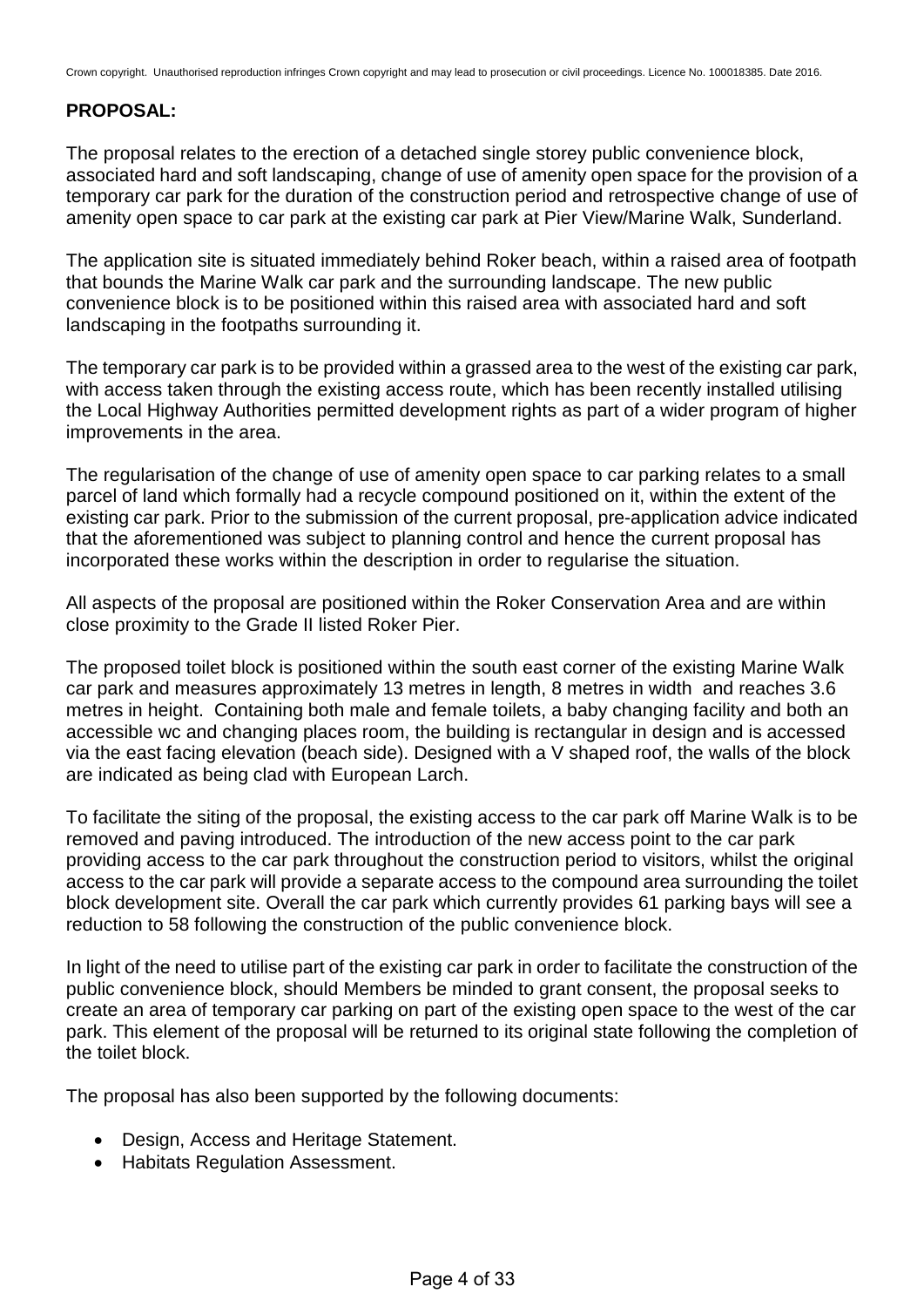Crown copyright. Unauthorised reproduction infringes Crown copyright and may lead to prosecution or civil proceedings. Licence No. 100018385. Date 2016.

**PROPOSAL:**

The proposal relates to the erection of a detached single storey public convenience block, associated hard and soft landscaping, change of use of amenity open space for the provision of a temporary car park for the duration of the construction period and retrospective change of use of amenity open space to car park at the existing car park at Pier View/Marine Walk, Sunderland.

The application site is situated immediately behind Roker beach, within a raised area of footpath that bounds the Marine Walk car park and the surrounding landscape. The new public convenience block is to be positioned within this raised area with associated hard and soft landscaping in the footpaths surrounding it.

The temporary car park is to be provided within a grassed area to the west of the existing car park, with access taken through the existing access route, which has been recently installed utilising the Local Highway Authorities permitted development rights as part of a wider program of higher improvements in the area.

The regularisation of the change of use of amenity open space to car parking relates to a small parcel of land which formally had a recycle compound positioned on it, within the extent of the existing car park. Prior to the submission of the current proposal, pre-application advice indicated that the aforementioned was subject to planning control and hence the current proposal has incorporated these works within the description in order to regularise the situation.

All aspects of the proposal are positioned within the Roker Conservation Area and are within close proximity to the Grade II listed Roker Pier.

The proposed toilet block is positioned within the south east corner of the existing Marine Walk car park and measures approximately 13 metres in length, 8 metres in width and reaches 3.6 metres in height. Containing both male and female toilets, a baby changing facility and both an accessible wc and changing places room, the building is rectangular in design and is accessed via the east facing elevation (beach side). Designed with a V shaped roof, the walls of the block are indicated as being clad with European Larch.

To facilitate the siting of the proposal, the existing access to the car park off Marine Walk is to be removed and paving introduced. The introduction of the new access point to the car park providing access to the car park throughout the construction period to visitors, whilst the original access to the car park will provide a separate access to the compound area surrounding the toilet block development site. Overall the car park which currently provides 61 parking bays will see a reduction to 58 following the construction of the public convenience block.

In light of the need to utilise part of the existing car park in order to facilitate the construction of the public convenience block, should Members be minded to grant consent, the proposal seeks to create an area of temporary car parking on part of the existing open space to the west of the car park. This element of the proposal will be returned to its original state following the completion of the toilet block.

The proposal has also been supported by the following documents:

- Design, Access and Heritage Statement.
- Habitats Regulation Assessment.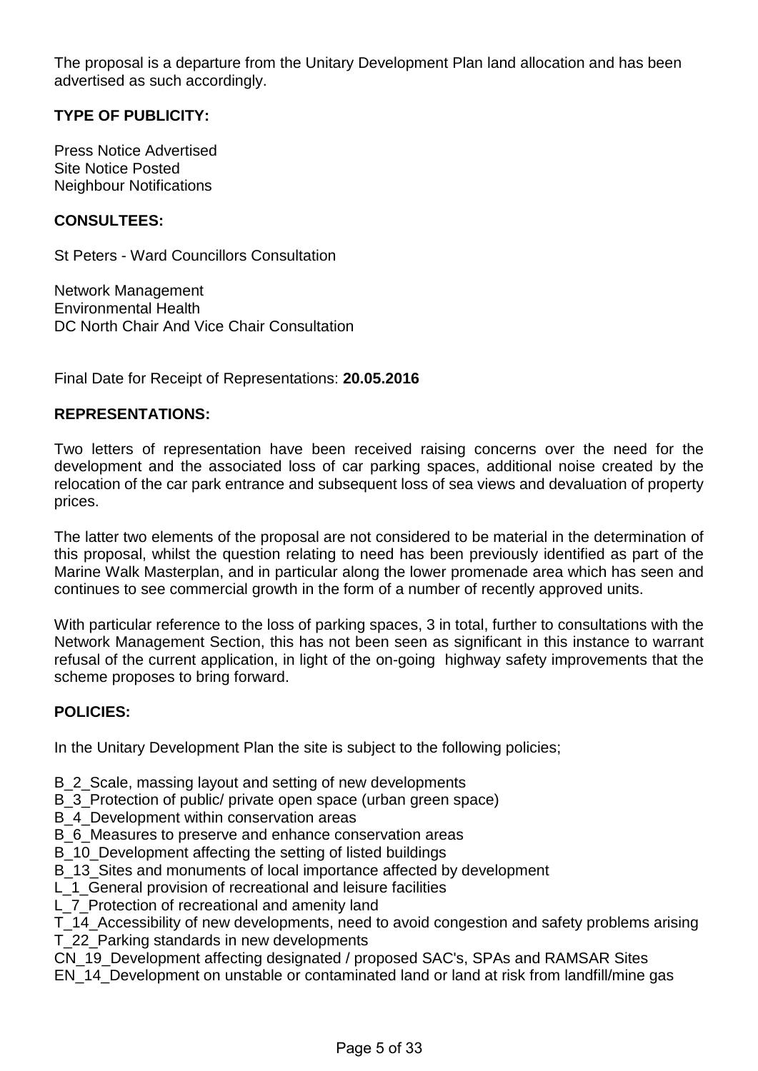The proposal is a departure from the Unitary Development Plan land allocation and has been advertised as such accordingly.

**TYPE OF PUBLICITY:**

Press Notice Advertised
Site Notice Posted
Neighbour Notifications

**CONSULTEES:**

St Peters - Ward Councillors Consultation

Network Management
Environmental Health
DC North Chair And Vice Chair Consultation

Final Date for Receipt of Representations: **20.05.2016**

**REPRESENTATIONS:**

Two letters of representation have been received raising concerns over the need for the development and the associated loss of car parking spaces, additional noise created by the relocation of the car park entrance and subsequent loss of sea views and devaluation of property prices.

The latter two elements of the proposal are not considered to be material in the determination of this proposal, whilst the question relating to need has been previously identified as part of the Marine Walk Masterplan, and in particular along the lower promenade area which has seen and continues to see commercial growth in the form of a number of recently approved units.

With particular reference to the loss of parking spaces, 3 in total, further to consultations with the Network Management Section, this has not been seen as significant in this instance to warrant refusal of the current application, in light of the on-going highway safety improvements that the scheme proposes to bring forward.

**POLICIES:**

In the Unitary Development Plan the site is subject to the following policies;

B_2_Scale, massing layout and setting of new developments
B_3_Protection of public/ private open space (urban green space)
B_4_Development within conservation areas
B_6_Measures to preserve and enhance conservation areas
B_10_Development affecting the setting of listed buildings
B_13_Sites and monuments of local importance affected by development
L_1_General provision of recreational and leisure facilities
L_7_Protection of recreational and amenity land
T_14_Accessibility of new developments, need to avoid congestion and safety problems arising
T_22_Parking standards in new developments
CN_19_Development affecting designated / proposed SAC's, SPAs and RAMSAR Sites
EN_14_Development on unstable or contaminated land or land at risk from landfill/mine gas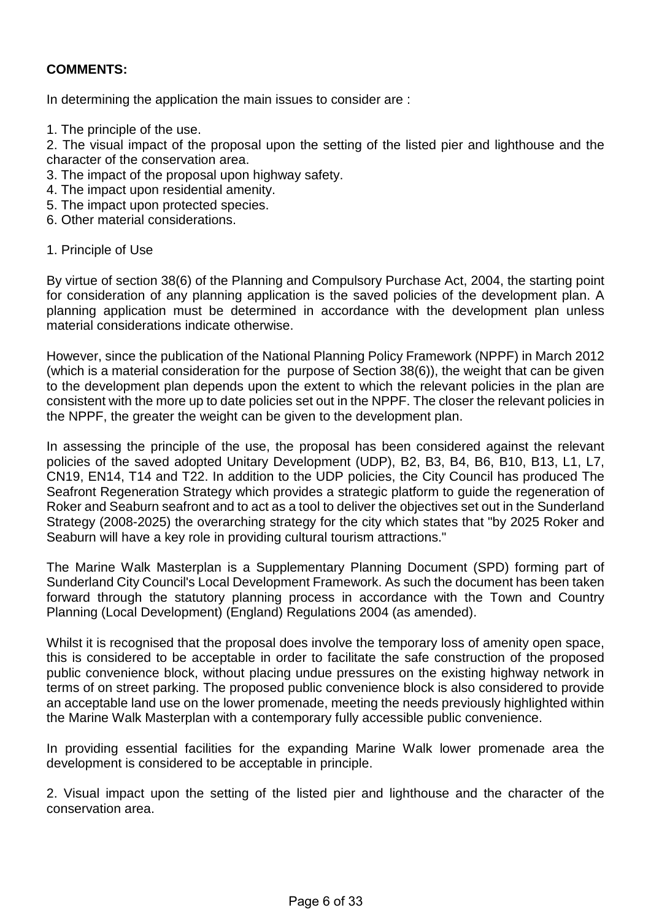**COMMENTS:**

In determining the application the main issues to consider are :

1. The principle of the use.
2. The visual impact of the proposal upon the setting of the listed pier and lighthouse and the character of the conservation area.
3. The impact of the proposal upon highway safety.
4. The impact upon residential amenity.
5. The impact upon protected species.
6. Other material considerations.

1. Principle of Use

By virtue of section 38(6) of the Planning and Compulsory Purchase Act, 2004, the starting point for consideration of any planning application is the saved policies of the development plan. A planning application must be determined in accordance with the development plan unless material considerations indicate otherwise.

However, since the publication of the National Planning Policy Framework (NPPF) in March 2012 (which is a material consideration for the purpose of Section 38(6)), the weight that can be given to the development plan depends upon the extent to which the relevant policies in the plan are consistent with the more up to date policies set out in the NPPF. The closer the relevant policies in the NPPF, the greater the weight can be given to the development plan.

In assessing the principle of the use, the proposal has been considered against the relevant policies of the saved adopted Unitary Development (UDP), B2, B3, B4, B6, B10, B13, L1, L7, CN19, EN14, T14 and T22. In addition to the UDP policies, the City Council has produced The Seafront Regeneration Strategy which provides a strategic platform to guide the regeneration of Roker and Seaburn seafront and to act as a tool to deliver the objectives set out in the Sunderland Strategy (2008-2025) the overarching strategy for the city which states that "by 2025 Roker and Seaburn will have a key role in providing cultural tourism attractions."

The Marine Walk Masterplan is a Supplementary Planning Document (SPD) forming part of Sunderland City Council's Local Development Framework. As such the document has been taken forward through the statutory planning process in accordance with the Town and Country Planning (Local Development) (England) Regulations 2004 (as amended).

Whilst it is recognised that the proposal does involve the temporary loss of amenity open space, this is considered to be acceptable in order to facilitate the safe construction of the proposed public convenience block, without placing undue pressures on the existing highway network in terms of on street parking. The proposed public convenience block is also considered to provide an acceptable land use on the lower promenade, meeting the needs previously highlighted within the Marine Walk Masterplan with a contemporary fully accessible public convenience.

In providing essential facilities for the expanding Marine Walk lower promenade area the development is considered to be acceptable in principle.

2. Visual impact upon the setting of the listed pier and lighthouse and the character of the conservation area.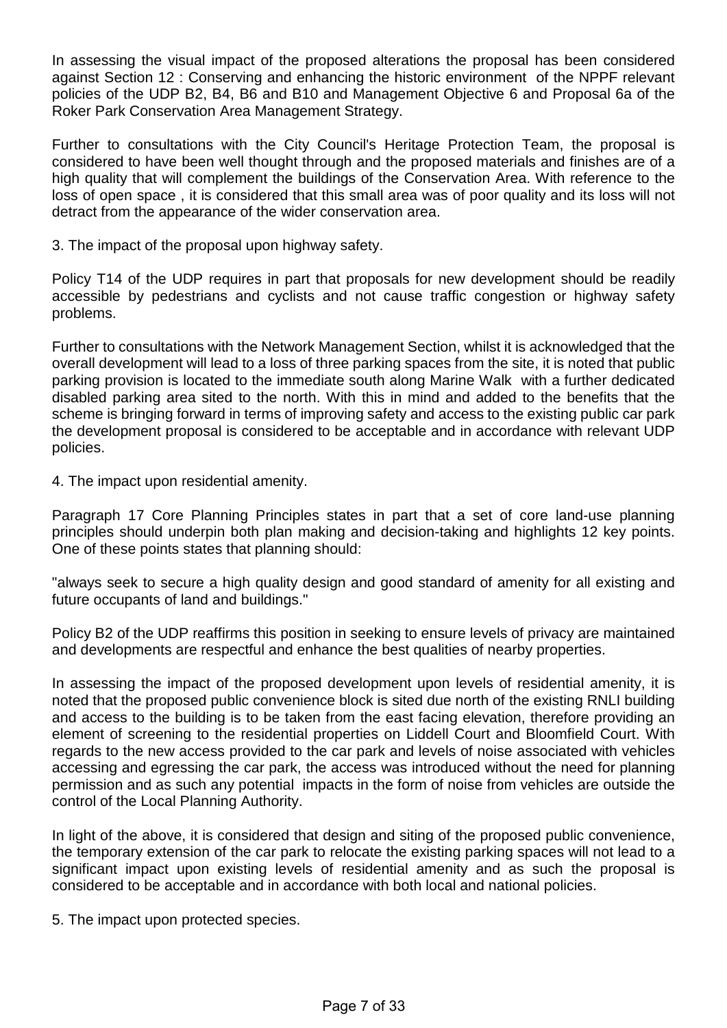In assessing the visual impact of the proposed alterations the proposal has been considered against Section 12 : Conserving and enhancing the historic environment of the NPPF relevant policies of the UDP B2, B4, B6 and B10 and Management Objective 6 and Proposal 6a of the Roker Park Conservation Area Management Strategy.

Further to consultations with the City Council's Heritage Protection Team, the proposal is considered to have been well thought through and the proposed materials and finishes are of a high quality that will complement the buildings of the Conservation Area. With reference to the loss of open space , it is considered that this small area was of poor quality and its loss will not detract from the appearance of the wider conservation area.

3. The impact of the proposal upon highway safety.

Policy T14 of the UDP requires in part that proposals for new development should be readily accessible by pedestrians and cyclists and not cause traffic congestion or highway safety problems.

Further to consultations with the Network Management Section, whilst it is acknowledged that the overall development will lead to a loss of three parking spaces from the site, it is noted that public parking provision is located to the immediate south along Marine Walk with a further dedicated disabled parking area sited to the north. With this in mind and added to the benefits that the scheme is bringing forward in terms of improving safety and access to the existing public car park the development proposal is considered to be acceptable and in accordance with relevant UDP policies.

4. The impact upon residential amenity.

Paragraph 17 Core Planning Principles states in part that a set of core land-use planning principles should underpin both plan making and decision-taking and highlights 12 key points. One of these points states that planning should:

"always seek to secure a high quality design and good standard of amenity for all existing and future occupants of land and buildings."

Policy B2 of the UDP reaffirms this position in seeking to ensure levels of privacy are maintained and developments are respectful and enhance the best qualities of nearby properties.

In assessing the impact of the proposed development upon levels of residential amenity, it is noted that the proposed public convenience block is sited due north of the existing RNLI building and access to the building is to be taken from the east facing elevation, therefore providing an element of screening to the residential properties on Liddell Court and Bloomfield Court. With regards to the new access provided to the car park and levels of noise associated with vehicles accessing and egressing the car park, the access was introduced without the need for planning permission and as such any potential impacts in the form of noise from vehicles are outside the control of the Local Planning Authority.

In light of the above, it is considered that design and siting of the proposed public convenience, the temporary extension of the car park to relocate the existing parking spaces will not lead to a significant impact upon existing levels of residential amenity and as such the proposal is considered to be acceptable and in accordance with both local and national policies.

5. The impact upon protected species.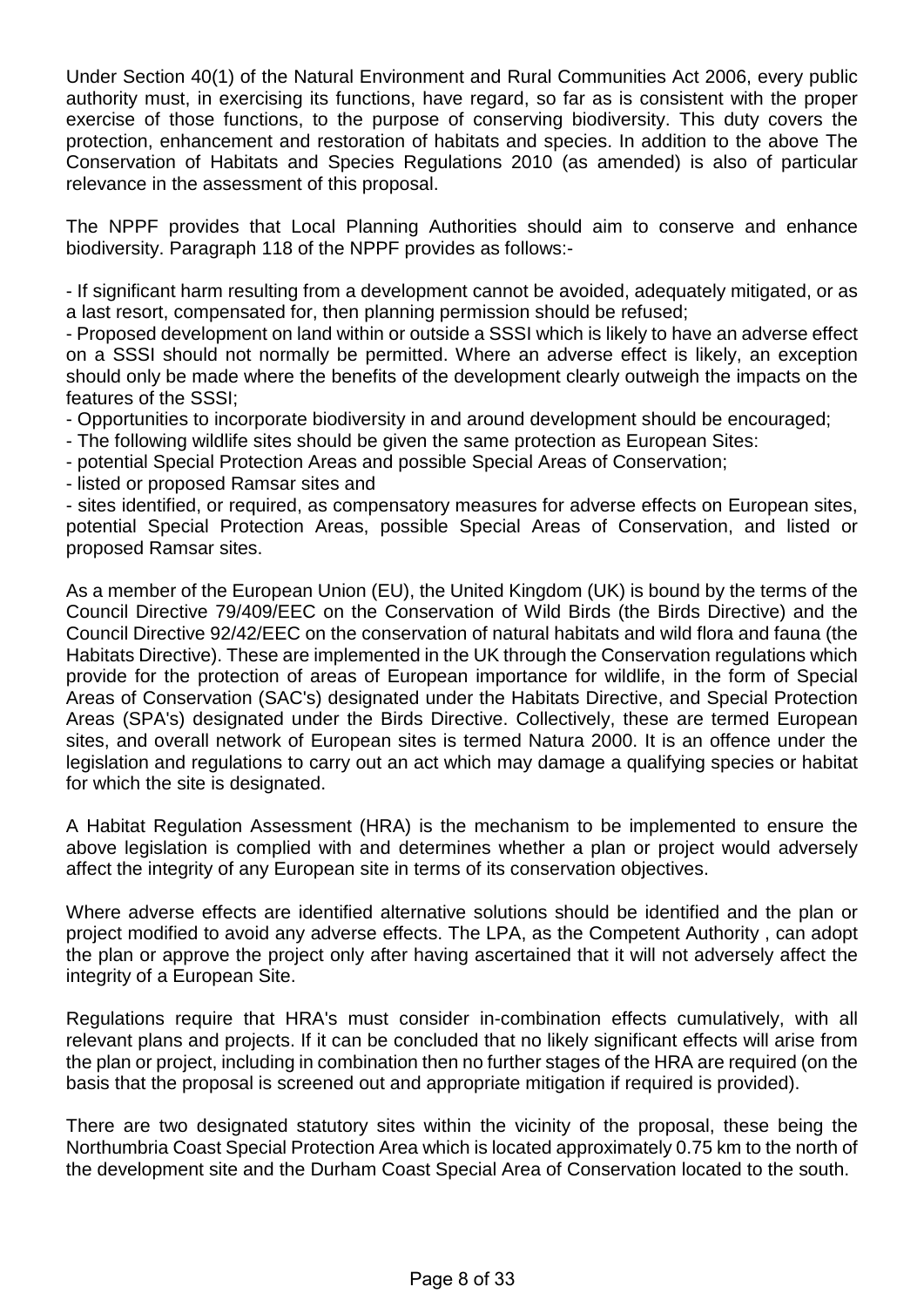Under Section 40(1) of the Natural Environment and Rural Communities Act 2006, every public authority must, in exercising its functions, have regard, so far as is consistent with the proper exercise of those functions, to the purpose of conserving biodiversity. This duty covers the protection, enhancement and restoration of habitats and species. In addition to the above The Conservation of Habitats and Species Regulations 2010 (as amended) is also of particular relevance in the assessment of this proposal.

The NPPF provides that Local Planning Authorities should aim to conserve and enhance biodiversity. Paragraph 118 of the NPPF provides as follows:-

- If significant harm resulting from a development cannot be avoided, adequately mitigated, or as a last resort, compensated for, then planning permission should be refused;
- Proposed development on land within or outside a SSSI which is likely to have an adverse effect on a SSSI should not normally be permitted. Where an adverse effect is likely, an exception should only be made where the benefits of the development clearly outweigh the impacts on the features of the SSSI;
- Opportunities to incorporate biodiversity in and around development should be encouraged;
- The following wildlife sites should be given the same protection as European Sites:
- potential Special Protection Areas and possible Special Areas of Conservation;
- listed or proposed Ramsar sites and
- sites identified, or required, as compensatory measures for adverse effects on European sites, potential Special Protection Areas, possible Special Areas of Conservation, and listed or proposed Ramsar sites.

As a member of the European Union (EU), the United Kingdom (UK) is bound by the terms of the Council Directive 79/409/EEC on the Conservation of Wild Birds (the Birds Directive) and the Council Directive 92/42/EEC on the conservation of natural habitats and wild flora and fauna (the Habitats Directive). These are implemented in the UK through the Conservation regulations which provide for the protection of areas of European importance for wildlife, in the form of Special Areas of Conservation (SAC's) designated under the Habitats Directive, and Special Protection Areas (SPA's) designated under the Birds Directive. Collectively, these are termed European sites, and overall network of European sites is termed Natura 2000. It is an offence under the legislation and regulations to carry out an act which may damage a qualifying species or habitat for which the site is designated.

A Habitat Regulation Assessment (HRA) is the mechanism to be implemented to ensure the above legislation is complied with and determines whether a plan or project would adversely affect the integrity of any European site in terms of its conservation objectives.

Where adverse effects are identified alternative solutions should be identified and the plan or project modified to avoid any adverse effects. The LPA, as the Competent Authority , can adopt the plan or approve the project only after having ascertained that it will not adversely affect the integrity of a European Site.

Regulations require that HRA's must consider in-combination effects cumulatively, with all relevant plans and projects. If it can be concluded that no likely significant effects will arise from the plan or project, including in combination then no further stages of the HRA are required (on the basis that the proposal is screened out and appropriate mitigation if required is provided).

There are two designated statutory sites within the vicinity of the proposal, these being the Northumbria Coast Special Protection Area which is located approximately 0.75 km to the north of the development site and the Durham Coast Special Area of Conservation located to the south.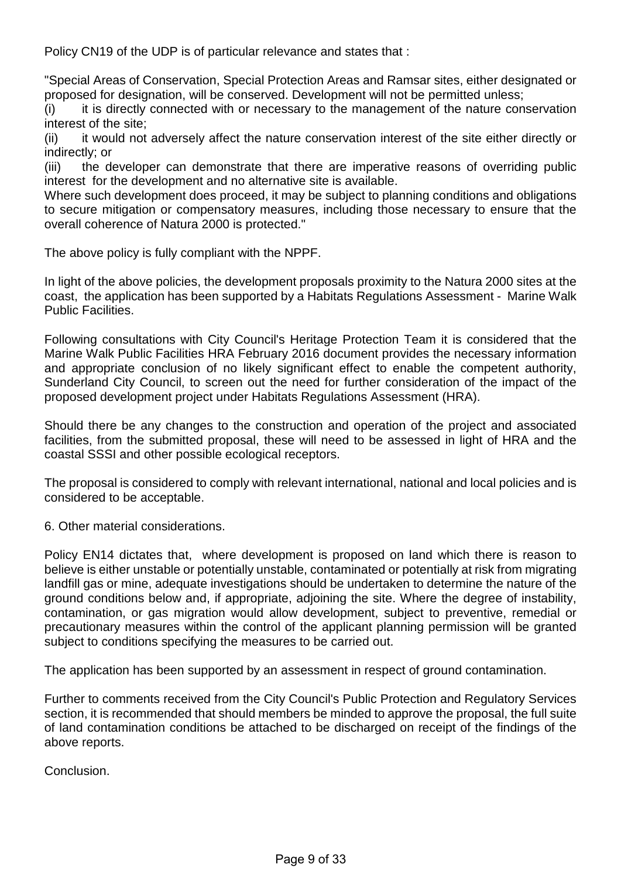Policy CN19 of the UDP is of particular relevance and states that :

"Special Areas of Conservation, Special Protection Areas and Ramsar sites, either designated or proposed for designation, will be conserved. Development will not be permitted unless;

(i) it is directly connected with or necessary to the management of the nature conservation interest of the site;

(ii) it would not adversely affect the nature conservation interest of the site either directly or indirectly; or

(iii) the developer can demonstrate that there are imperative reasons of overriding public interest for the development and no alternative site is available.

Where such development does proceed, it may be subject to planning conditions and obligations to secure mitigation or compensatory measures, including those necessary to ensure that the overall coherence of Natura 2000 is protected."

The above policy is fully compliant with the NPPF.

In light of the above policies, the development proposals proximity to the Natura 2000 sites at the coast, the application has been supported by a Habitats Regulations Assessment - Marine Walk Public Facilities.

Following consultations with City Council's Heritage Protection Team it is considered that the Marine Walk Public Facilities HRA February 2016 document provides the necessary information and appropriate conclusion of no likely significant effect to enable the competent authority, Sunderland City Council, to screen out the need for further consideration of the impact of the proposed development project under Habitats Regulations Assessment (HRA).

Should there be any changes to the construction and operation of the project and associated facilities, from the submitted proposal, these will need to be assessed in light of HRA and the coastal SSSI and other possible ecological receptors.

The proposal is considered to comply with relevant international, national and local policies and is considered to be acceptable.

6. Other material considerations.

Policy EN14 dictates that, where development is proposed on land which there is reason to believe is either unstable or potentially unstable, contaminated or potentially at risk from migrating landfill gas or mine, adequate investigations should be undertaken to determine the nature of the ground conditions below and, if appropriate, adjoining the site. Where the degree of instability, contamination, or gas migration would allow development, subject to preventive, remedial or precautionary measures within the control of the applicant planning permission will be granted subject to conditions specifying the measures to be carried out.

The application has been supported by an assessment in respect of ground contamination.

Further to comments received from the City Council's Public Protection and Regulatory Services section, it is recommended that should members be minded to approve the proposal, the full suite of land contamination conditions be attached to be discharged on receipt of the findings of the above reports.

Conclusion.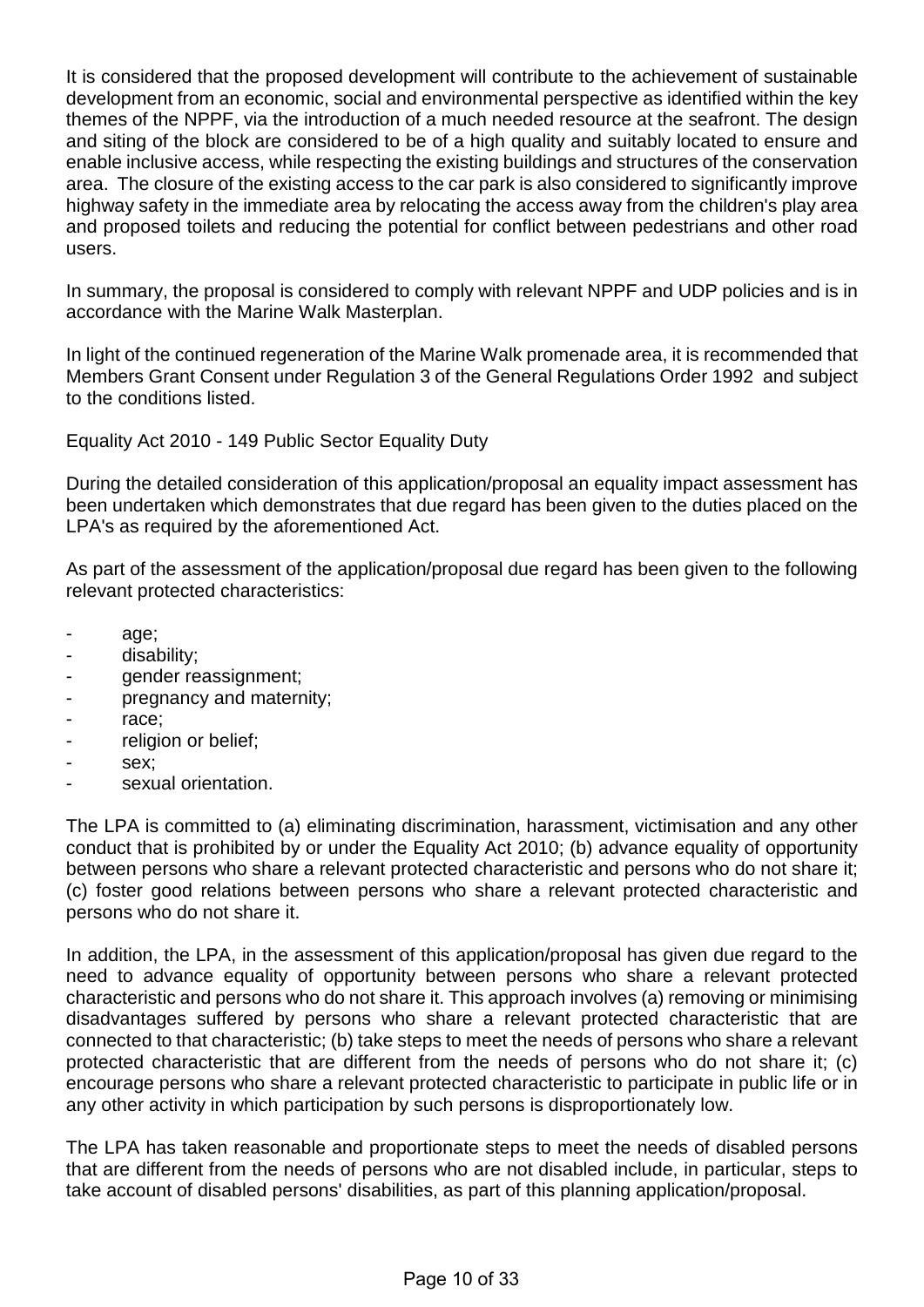It is considered that the proposed development will contribute to the achievement of sustainable development from an economic, social and environmental perspective as identified within the key themes of the NPPF, via the introduction of a much needed resource at the seafront. The design and siting of the block are considered to be of a high quality and suitably located to ensure and enable inclusive access, while respecting the existing buildings and structures of the conservation area. The closure of the existing access to the car park is also considered to significantly improve highway safety in the immediate area by relocating the access away from the children's play area and proposed toilets and reducing the potential for conflict between pedestrians and other road users.

In summary, the proposal is considered to comply with relevant NPPF and UDP policies and is in accordance with the Marine Walk Masterplan.

In light of the continued regeneration of the Marine Walk promenade area, it is recommended that Members Grant Consent under Regulation 3 of the General Regulations Order 1992 and subject to the conditions listed.

Equality Act 2010 - 149 Public Sector Equality Duty

During the detailed consideration of this application/proposal an equality impact assessment has been undertaken which demonstrates that due regard has been given to the duties placed on the LPA's as required by the aforementioned Act.

As part of the assessment of the application/proposal due regard has been given to the following relevant protected characteristics:

- age;
- disability;
- gender reassignment;
- pregnancy and maternity;
- race;
- religion or belief;
- sex;
- sexual orientation.

The LPA is committed to (a) eliminating discrimination, harassment, victimisation and any other conduct that is prohibited by or under the Equality Act 2010; (b) advance equality of opportunity between persons who share a relevant protected characteristic and persons who do not share it; (c) foster good relations between persons who share a relevant protected characteristic and persons who do not share it.

In addition, the LPA, in the assessment of this application/proposal has given due regard to the need to advance equality of opportunity between persons who share a relevant protected characteristic and persons who do not share it. This approach involves (a) removing or minimising disadvantages suffered by persons who share a relevant protected characteristic that are connected to that characteristic; (b) take steps to meet the needs of persons who share a relevant protected characteristic that are different from the needs of persons who do not share it; (c) encourage persons who share a relevant protected characteristic to participate in public life or in any other activity in which participation by such persons is disproportionately low.

The LPA has taken reasonable and proportionate steps to meet the needs of disabled persons that are different from the needs of persons who are not disabled include, in particular, steps to take account of disabled persons' disabilities, as part of this planning application/proposal.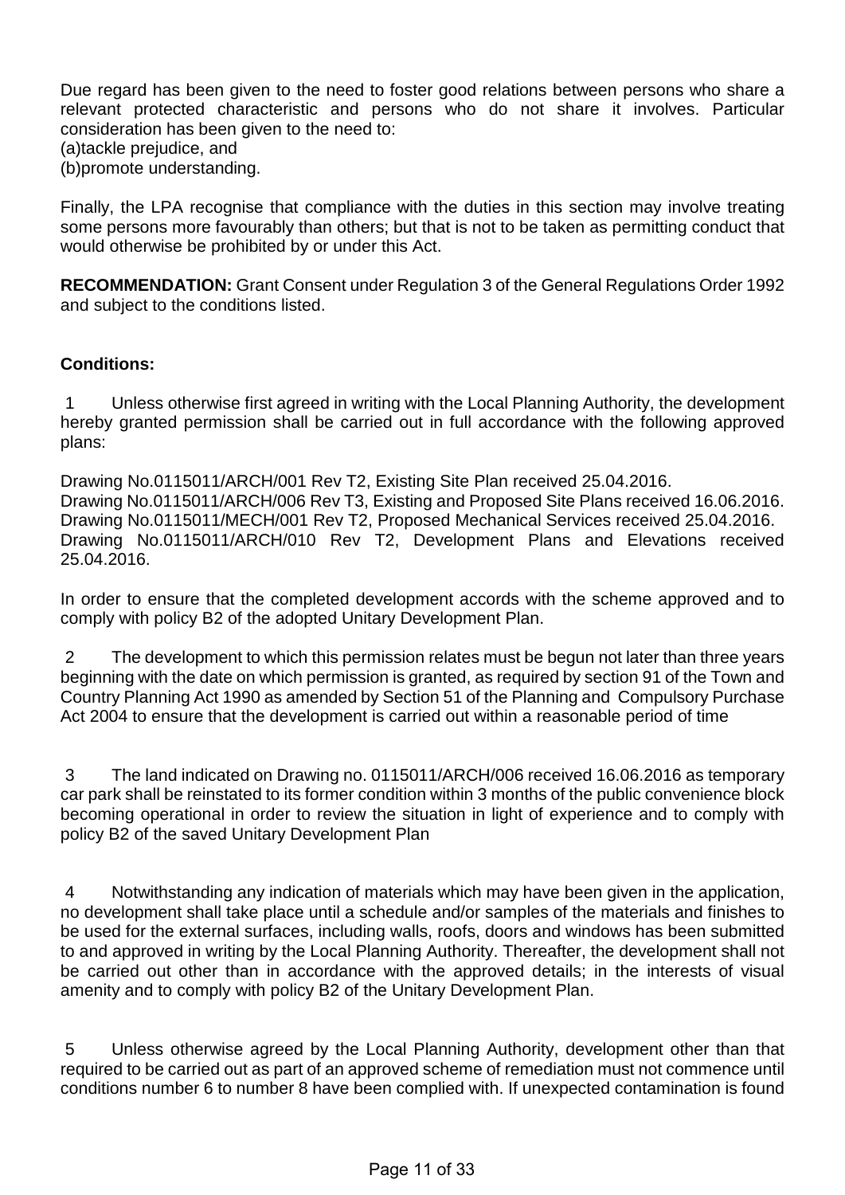Due regard has been given to the need to foster good relations between persons who share a relevant protected characteristic and persons who do not share it involves. Particular consideration has been given to the need to:
(a)tackle prejudice, and
(b)promote understanding.

Finally, the LPA recognise that compliance with the duties in this section may involve treating some persons more favourably than others; but that is not to be taken as permitting conduct that would otherwise be prohibited by or under this Act.

**RECOMMENDATION:** Grant Consent under Regulation 3 of the General Regulations Order 1992 and subject to the conditions listed.

**Conditions:**

1 Unless otherwise first agreed in writing with the Local Planning Authority, the development hereby granted permission shall be carried out in full accordance with the following approved plans:

Drawing No.0115011/ARCH/001 Rev T2, Existing Site Plan received 25.04.2016.
Drawing No.0115011/ARCH/006 Rev T3, Existing and Proposed Site Plans received 16.06.2016.
Drawing No.0115011/MECH/001 Rev T2, Proposed Mechanical Services received 25.04.2016.
Drawing No.0115011/ARCH/010 Rev T2, Development Plans and Elevations received 25.04.2016.

In order to ensure that the completed development accords with the scheme approved and to comply with policy B2 of the adopted Unitary Development Plan.

2 The development to which this permission relates must be begun not later than three years beginning with the date on which permission is granted, as required by section 91 of the Town and Country Planning Act 1990 as amended by Section 51 of the Planning and Compulsory Purchase Act 2004 to ensure that the development is carried out within a reasonable period of time

3 The land indicated on Drawing no. 0115011/ARCH/006 received 16.06.2016 as temporary car park shall be reinstated to its former condition within 3 months of the public convenience block becoming operational in order to review the situation in light of experience and to comply with policy B2 of the saved Unitary Development Plan

4 Notwithstanding any indication of materials which may have been given in the application, no development shall take place until a schedule and/or samples of the materials and finishes to be used for the external surfaces, including walls, roofs, doors and windows has been submitted to and approved in writing by the Local Planning Authority. Thereafter, the development shall not be carried out other than in accordance with the approved details; in the interests of visual amenity and to comply with policy B2 of the Unitary Development Plan.

5 Unless otherwise agreed by the Local Planning Authority, development other than that required to be carried out as part of an approved scheme of remediation must not commence until conditions number 6 to number 8 have been complied with. If unexpected contamination is found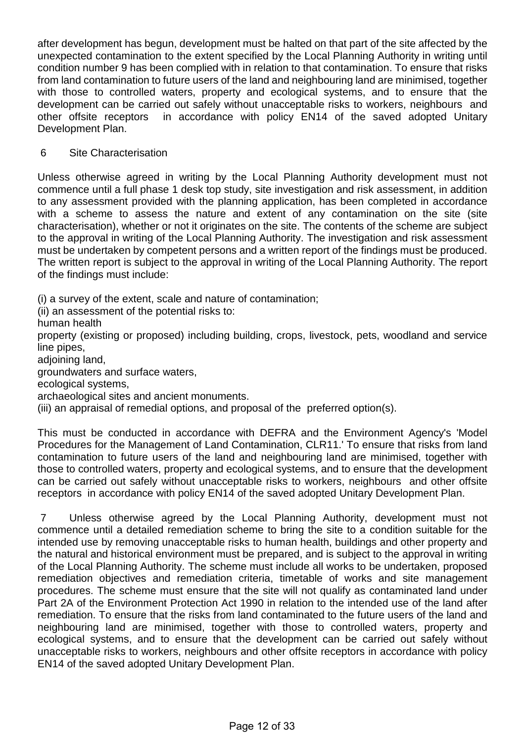after development has begun, development must be halted on that part of the site affected by the unexpected contamination to the extent specified by the Local Planning Authority in writing until condition number 9 has been complied with in relation to that contamination. To ensure that risks from land contamination to future users of the land and neighbouring land are minimised, together with those to controlled waters, property and ecological systems, and to ensure that the development can be carried out safely without unacceptable risks to workers, neighbours and other offsite receptors in accordance with policy EN14 of the saved adopted Unitary Development Plan.

6 Site Characterisation

Unless otherwise agreed in writing by the Local Planning Authority development must not commence until a full phase 1 desk top study, site investigation and risk assessment, in addition to any assessment provided with the planning application, has been completed in accordance with a scheme to assess the nature and extent of any contamination on the site (site characterisation), whether or not it originates on the site. The contents of the scheme are subject to the approval in writing of the Local Planning Authority. The investigation and risk assessment must be undertaken by competent persons and a written report of the findings must be produced. The written report is subject to the approval in writing of the Local Planning Authority. The report of the findings must include:

(i) a survey of the extent, scale and nature of contamination;
(ii) an assessment of the potential risks to:
human health
property (existing or proposed) including building, crops, livestock, pets, woodland and service line pipes,
adjoining land,
groundwaters and surface waters,
ecological systems,
archaeological sites and ancient monuments.
(iii) an appraisal of remedial options, and proposal of the preferred option(s).

This must be conducted in accordance with DEFRA and the Environment Agency's 'Model Procedures for the Management of Land Contamination, CLR11.' To ensure that risks from land contamination to future users of the land and neighbouring land are minimised, together with those to controlled waters, property and ecological systems, and to ensure that the development can be carried out safely without unacceptable risks to workers, neighbours and other offsite receptors in accordance with policy EN14 of the saved adopted Unitary Development Plan.

7 Unless otherwise agreed by the Local Planning Authority, development must not commence until a detailed remediation scheme to bring the site to a condition suitable for the intended use by removing unacceptable risks to human health, buildings and other property and the natural and historical environment must be prepared, and is subject to the approval in writing of the Local Planning Authority. The scheme must include all works to be undertaken, proposed remediation objectives and remediation criteria, timetable of works and site management procedures. The scheme must ensure that the site will not qualify as contaminated land under Part 2A of the Environment Protection Act 1990 in relation to the intended use of the land after remediation. To ensure that the risks from land contaminated to the future users of the land and neighbouring land are minimised, together with those to controlled waters, property and ecological systems, and to ensure that the development can be carried out safely without unacceptable risks to workers, neighbours and other offsite receptors in accordance with policy EN14 of the saved adopted Unitary Development Plan.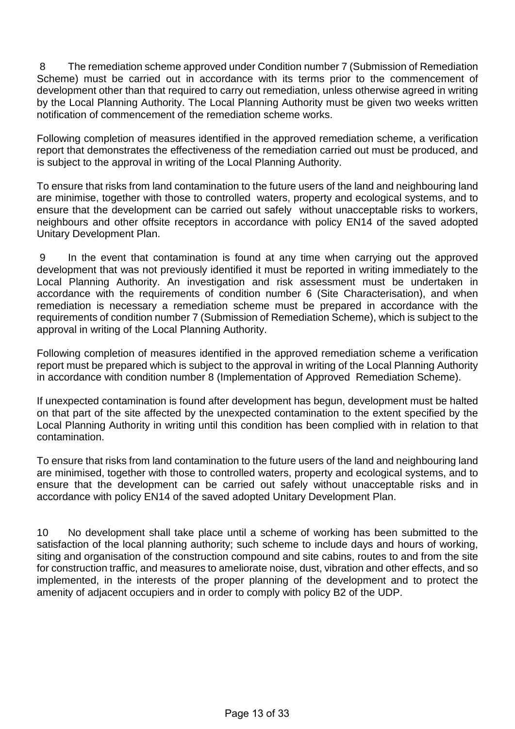8 The remediation scheme approved under Condition number 7 (Submission of Remediation Scheme) must be carried out in accordance with its terms prior to the commencement of development other than that required to carry out remediation, unless otherwise agreed in writing by the Local Planning Authority. The Local Planning Authority must be given two weeks written notification of commencement of the remediation scheme works.

Following completion of measures identified in the approved remediation scheme, a verification report that demonstrates the effectiveness of the remediation carried out must be produced, and is subject to the approval in writing of the Local Planning Authority.

To ensure that risks from land contamination to the future users of the land and neighbouring land are minimise, together with those to controlled waters, property and ecological systems, and to ensure that the development can be carried out safely without unacceptable risks to workers, neighbours and other offsite receptors in accordance with policy EN14 of the saved adopted Unitary Development Plan.

9 In the event that contamination is found at any time when carrying out the approved development that was not previously identified it must be reported in writing immediately to the Local Planning Authority. An investigation and risk assessment must be undertaken in accordance with the requirements of condition number 6 (Site Characterisation), and when remediation is necessary a remediation scheme must be prepared in accordance with the requirements of condition number 7 (Submission of Remediation Scheme), which is subject to the approval in writing of the Local Planning Authority.

Following completion of measures identified in the approved remediation scheme a verification report must be prepared which is subject to the approval in writing of the Local Planning Authority in accordance with condition number 8 (Implementation of Approved Remediation Scheme).

If unexpected contamination is found after development has begun, development must be halted on that part of the site affected by the unexpected contamination to the extent specified by the Local Planning Authority in writing until this condition has been complied with in relation to that contamination.

To ensure that risks from land contamination to the future users of the land and neighbouring land are minimised, together with those to controlled waters, property and ecological systems, and to ensure that the development can be carried out safely without unacceptable risks and in accordance with policy EN14 of the saved adopted Unitary Development Plan.

10 No development shall take place until a scheme of working has been submitted to the satisfaction of the local planning authority; such scheme to include days and hours of working, siting and organisation of the construction compound and site cabins, routes to and from the site for construction traffic, and measures to ameliorate noise, dust, vibration and other effects, and so implemented, in the interests of the proper planning of the development and to protect the amenity of adjacent occupiers and in order to comply with policy B2 of the UDP.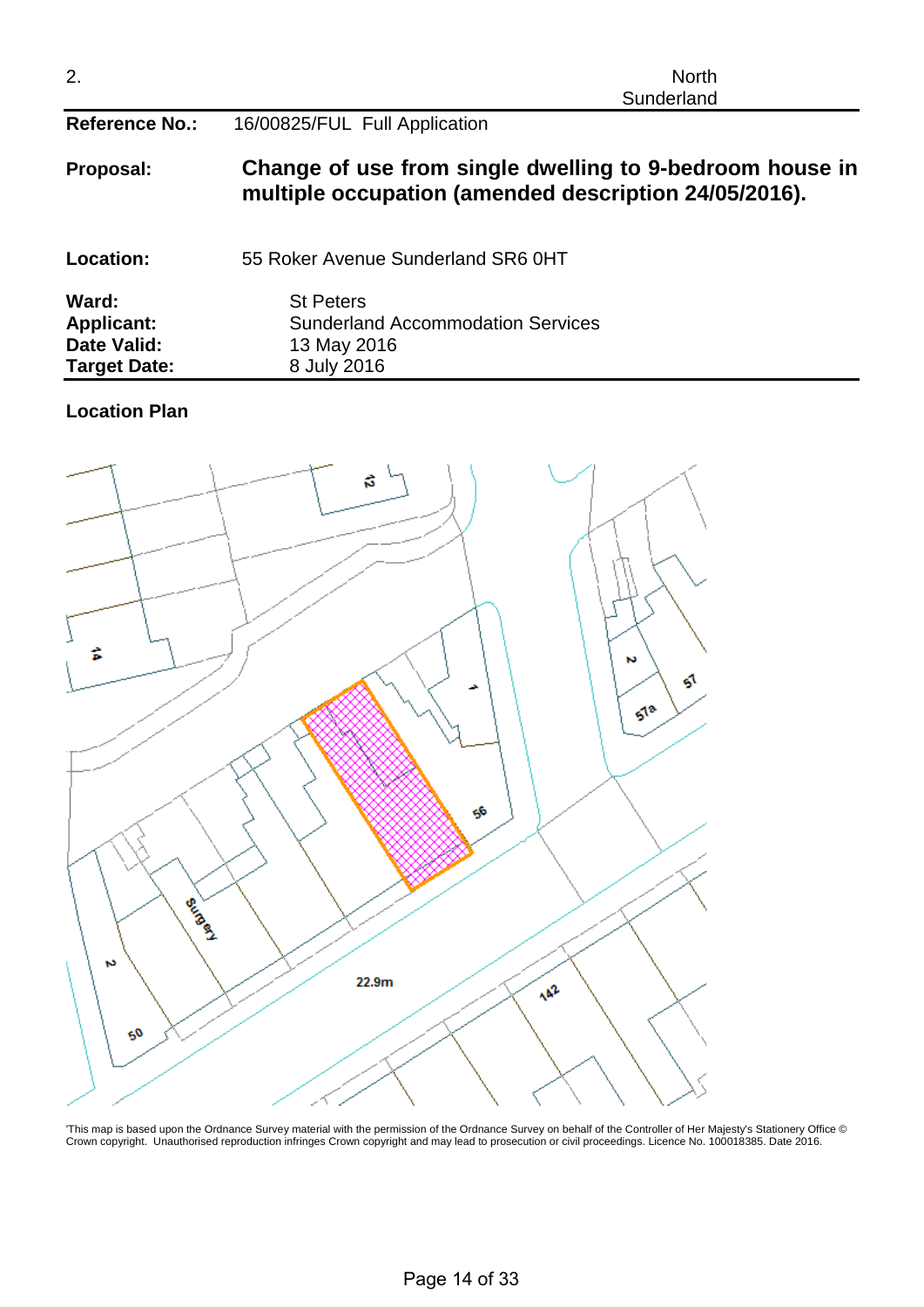2. North Sunderland

| | |
|---|---|
| **Reference No.:** | 16/00825/FUL Full Application |
| **Proposal:** | **Change of use from single dwelling to 9-bedroom house in multiple occupation (amended description 24/05/2016).** |
| **Location:** | 55 Roker Avenue Sunderland SR6 0HT |
| **Ward:** | St Peters |
| **Applicant:** | Sunderland Accommodation Services |
| **Date Valid:** | 13 May 2016 |
| **Target Date:** | 8 July 2016 |

**Location Plan**

'This map is based upon the Ordnance Survey material with the permission of the Ordnance Survey on behalf of the Controller of Her Majesty's Stationery Office © Crown copyright. Unauthorised reproduction infringes Crown copyright and may lead to prosecution or civil proceedings. Licence No. 100018385. Date 2016.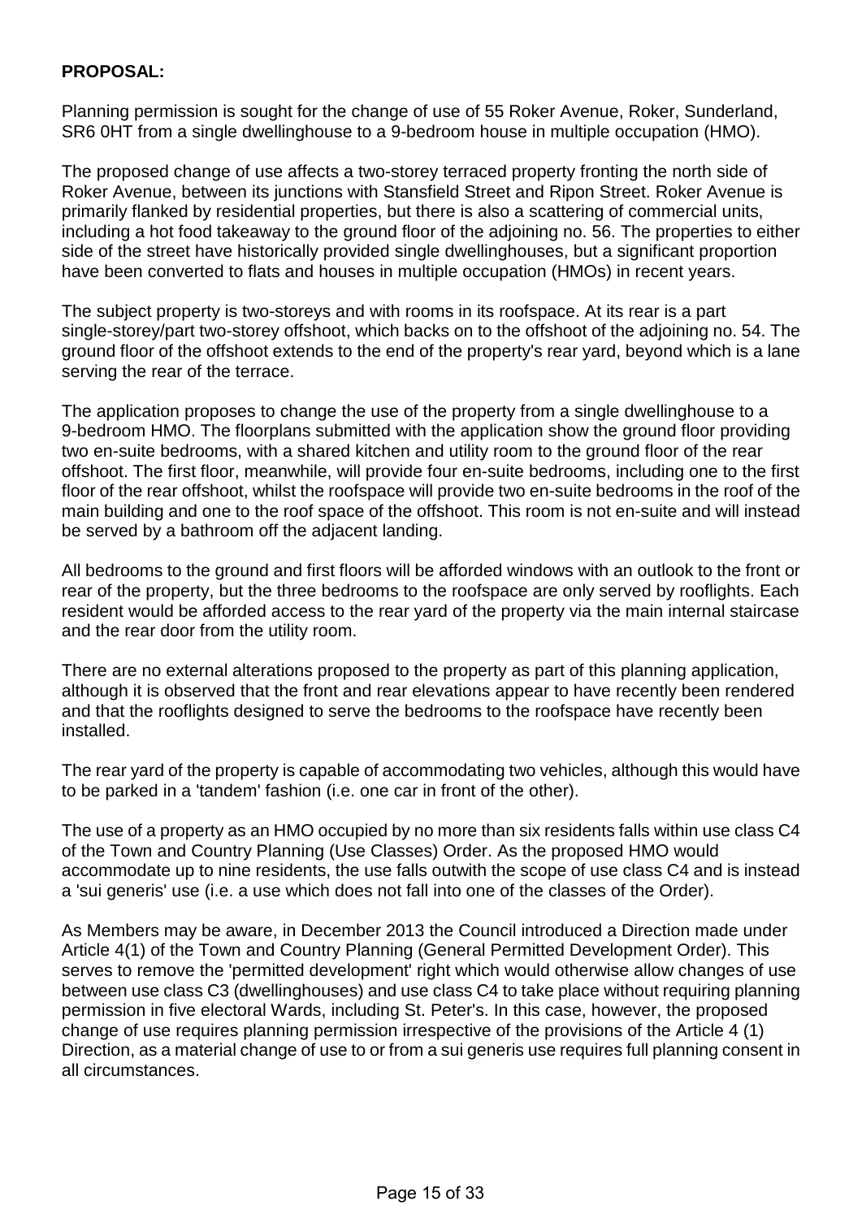**PROPOSAL:**

Planning permission is sought for the change of use of 55 Roker Avenue, Roker, Sunderland, SR6 0HT from a single dwellinghouse to a 9-bedroom house in multiple occupation (HMO).

The proposed change of use affects a two-storey terraced property fronting the north side of Roker Avenue, between its junctions with Stansfield Street and Ripon Street. Roker Avenue is primarily flanked by residential properties, but there is also a scattering of commercial units, including a hot food takeaway to the ground floor of the adjoining no. 56. The properties to either side of the street have historically provided single dwellinghouses, but a significant proportion have been converted to flats and houses in multiple occupation (HMOs) in recent years.

The subject property is two-storeys and with rooms in its roofspace. At its rear is a part single-storey/part two-storey offshoot, which backs on to the offshoot of the adjoining no. 54. The ground floor of the offshoot extends to the end of the property's rear yard, beyond which is a lane serving the rear of the terrace.

The application proposes to change the use of the property from a single dwellinghouse to a 9-bedroom HMO. The floorplans submitted with the application show the ground floor providing two en-suite bedrooms, with a shared kitchen and utility room to the ground floor of the rear offshoot. The first floor, meanwhile, will provide four en-suite bedrooms, including one to the first floor of the rear offshoot, whilst the roofspace will provide two en-suite bedrooms in the roof of the main building and one to the roof space of the offshoot. This room is not en-suite and will instead be served by a bathroom off the adjacent landing.

All bedrooms to the ground and first floors will be afforded windows with an outlook to the front or rear of the property, but the three bedrooms to the roofspace are only served by rooflights. Each resident would be afforded access to the rear yard of the property via the main internal staircase and the rear door from the utility room.

There are no external alterations proposed to the property as part of this planning application, although it is observed that the front and rear elevations appear to have recently been rendered and that the rooflights designed to serve the bedrooms to the roofspace have recently been installed.

The rear yard of the property is capable of accommodating two vehicles, although this would have to be parked in a 'tandem' fashion (i.e. one car in front of the other).

The use of a property as an HMO occupied by no more than six residents falls within use class C4 of the Town and Country Planning (Use Classes) Order. As the proposed HMO would accommodate up to nine residents, the use falls outwith the scope of use class C4 and is instead a 'sui generis' use (i.e. a use which does not fall into one of the classes of the Order).

As Members may be aware, in December 2013 the Council introduced a Direction made under Article 4(1) of the Town and Country Planning (General Permitted Development Order). This serves to remove the 'permitted development' right which would otherwise allow changes of use between use class C3 (dwellinghouses) and use class C4 to take place without requiring planning permission in five electoral Wards, including St. Peter's. In this case, however, the proposed change of use requires planning permission irrespective of the provisions of the Article 4 (1) Direction, as a material change of use to or from a sui generis use requires full planning consent in all circumstances.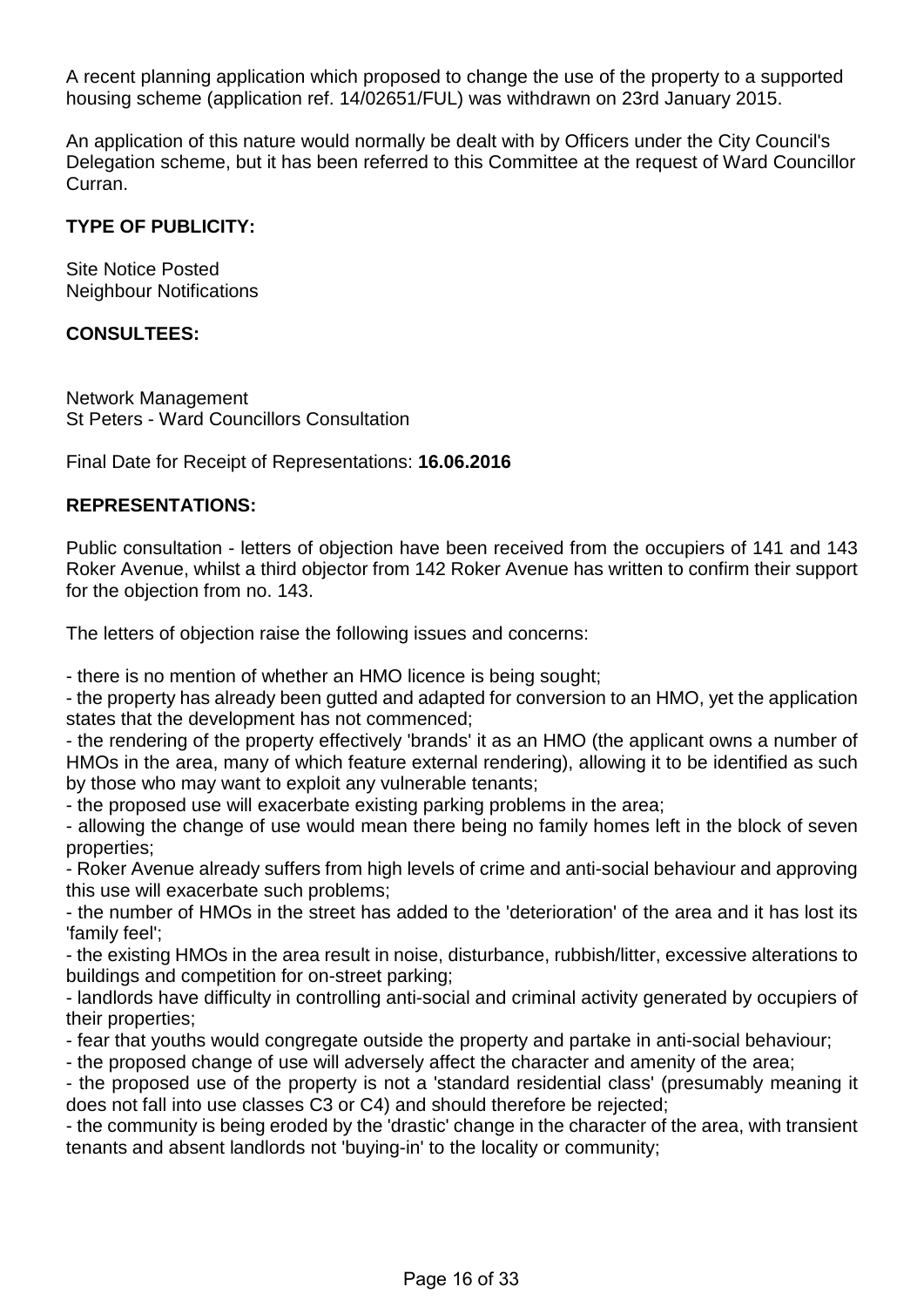A recent planning application which proposed to change the use of the property to a supported housing scheme (application ref. 14/02651/FUL) was withdrawn on 23rd January 2015.

An application of this nature would normally be dealt with by Officers under the City Council's Delegation scheme, but it has been referred to this Committee at the request of Ward Councillor Curran.

**TYPE OF PUBLICITY:**

Site Notice Posted
Neighbour Notifications

**CONSULTEES:**

Network Management
St Peters - Ward Councillors Consultation

Final Date for Receipt of Representations: **16.06.2016**

**REPRESENTATIONS:**

Public consultation - letters of objection have been received from the occupiers of 141 and 143 Roker Avenue, whilst a third objector from 142 Roker Avenue has written to confirm their support for the objection from no. 143.

The letters of objection raise the following issues and concerns:

- there is no mention of whether an HMO licence is being sought;
- the property has already been gutted and adapted for conversion to an HMO, yet the application states that the development has not commenced;
- the rendering of the property effectively 'brands' it as an HMO (the applicant owns a number of HMOs in the area, many of which feature external rendering), allowing it to be identified as such by those who may want to exploit any vulnerable tenants;
- the proposed use will exacerbate existing parking problems in the area;
- allowing the change of use would mean there being no family homes left in the block of seven properties;
- Roker Avenue already suffers from high levels of crime and anti-social behaviour and approving this use will exacerbate such problems;
- the number of HMOs in the street has added to the 'deterioration' of the area and it has lost its 'family feel';
- the existing HMOs in the area result in noise, disturbance, rubbish/litter, excessive alterations to buildings and competition for on-street parking;
- landlords have difficulty in controlling anti-social and criminal activity generated by occupiers of their properties;
- fear that youths would congregate outside the property and partake in anti-social behaviour;
- the proposed change of use will adversely affect the character and amenity of the area;
- the proposed use of the property is not a 'standard residential class' (presumably meaning it does not fall into use classes C3 or C4) and should therefore be rejected;
- the community is being eroded by the 'drastic' change in the character of the area, with transient tenants and absent landlords not 'buying-in' to the locality or community;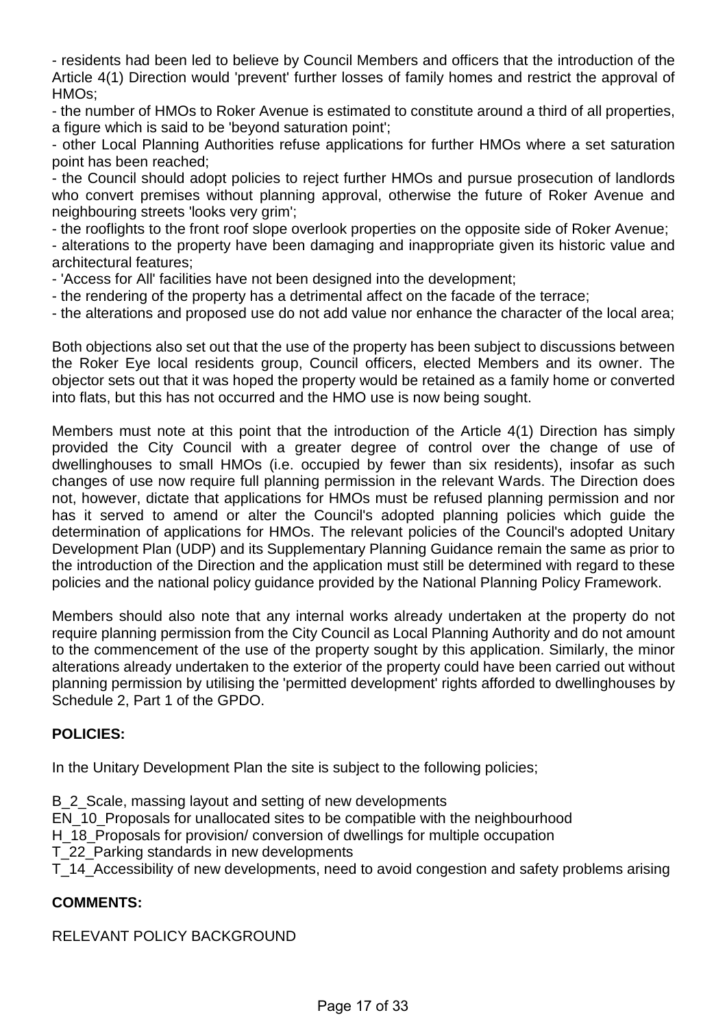- residents had been led to believe by Council Members and officers that the introduction of the Article 4(1) Direction would 'prevent' further losses of family homes and restrict the approval of HMOs;
- the number of HMOs to Roker Avenue is estimated to constitute around a third of all properties, a figure which is said to be 'beyond saturation point';
- other Local Planning Authorities refuse applications for further HMOs where a set saturation point has been reached;
- the Council should adopt policies to reject further HMOs and pursue prosecution of landlords who convert premises without planning approval, otherwise the future of Roker Avenue and neighbouring streets 'looks very grim';
- the rooflights to the front roof slope overlook properties on the opposite side of Roker Avenue;
- alterations to the property have been damaging and inappropriate given its historic value and architectural features;
- 'Access for All' facilities have not been designed into the development;
- the rendering of the property has a detrimental affect on the facade of the terrace;
- the alterations and proposed use do not add value nor enhance the character of the local area;

Both objections also set out that the use of the property has been subject to discussions between the Roker Eye local residents group, Council officers, elected Members and its owner. The objector sets out that it was hoped the property would be retained as a family home or converted into flats, but this has not occurred and the HMO use is now being sought.

Members must note at this point that the introduction of the Article 4(1) Direction has simply provided the City Council with a greater degree of control over the change of use of dwellinghouses to small HMOs (i.e. occupied by fewer than six residents), insofar as such changes of use now require full planning permission in the relevant Wards. The Direction does not, however, dictate that applications for HMOs must be refused planning permission and nor has it served to amend or alter the Council's adopted planning policies which guide the determination of applications for HMOs. The relevant policies of the Council's adopted Unitary Development Plan (UDP) and its Supplementary Planning Guidance remain the same as prior to the introduction of the Direction and the application must still be determined with regard to these policies and the national policy guidance provided by the National Planning Policy Framework.

Members should also note that any internal works already undertaken at the property do not require planning permission from the City Council as Local Planning Authority and do not amount to the commencement of the use of the property sought by this application. Similarly, the minor alterations already undertaken to the exterior of the property could have been carried out without planning permission by utilising the 'permitted development' rights afforded to dwellinghouses by Schedule 2, Part 1 of the GPDO.

**POLICIES:**

In the Unitary Development Plan the site is subject to the following policies;

B_2_Scale, massing layout and setting of new developments
EN_10_Proposals for unallocated sites to be compatible with the neighbourhood
H_18_Proposals for provision/ conversion of dwellings for multiple occupation
T_22_Parking standards in new developments
T_14_Accessibility of new developments, need to avoid congestion and safety problems arising

**COMMENTS:**

RELEVANT POLICY BACKGROUND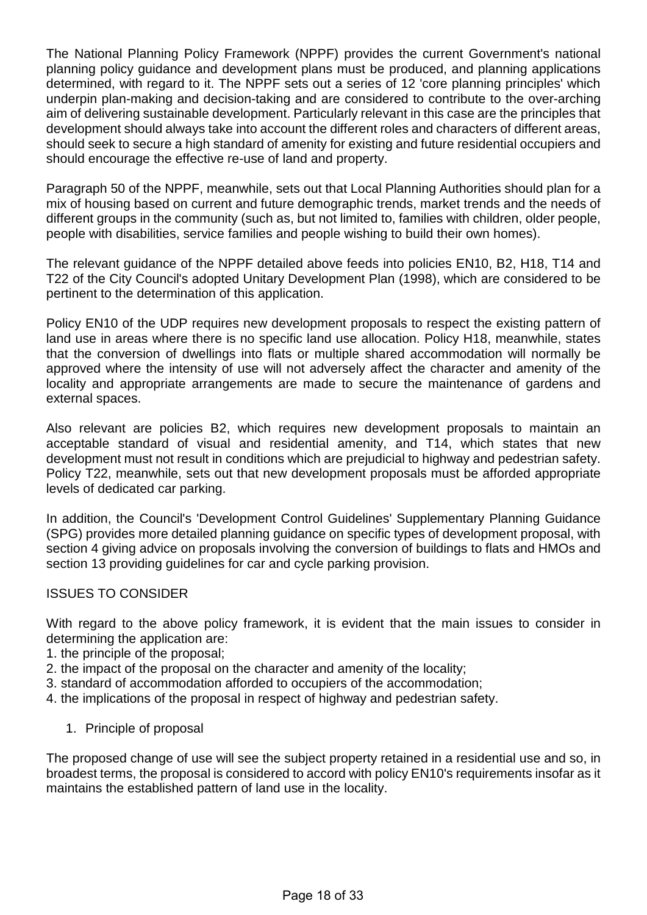The National Planning Policy Framework (NPPF) provides the current Government's national planning policy guidance and development plans must be produced, and planning applications determined, with regard to it. The NPPF sets out a series of 12 'core planning principles' which underpin plan-making and decision-taking and are considered to contribute to the over-arching aim of delivering sustainable development. Particularly relevant in this case are the principles that development should always take into account the different roles and characters of different areas, should seek to secure a high standard of amenity for existing and future residential occupiers and should encourage the effective re-use of land and property.

Paragraph 50 of the NPPF, meanwhile, sets out that Local Planning Authorities should plan for a mix of housing based on current and future demographic trends, market trends and the needs of different groups in the community (such as, but not limited to, families with children, older people, people with disabilities, service families and people wishing to build their own homes).

The relevant guidance of the NPPF detailed above feeds into policies EN10, B2, H18, T14 and T22 of the City Council's adopted Unitary Development Plan (1998), which are considered to be pertinent to the determination of this application.

Policy EN10 of the UDP requires new development proposals to respect the existing pattern of land use in areas where there is no specific land use allocation. Policy H18, meanwhile, states that the conversion of dwellings into flats or multiple shared accommodation will normally be approved where the intensity of use will not adversely affect the character and amenity of the locality and appropriate arrangements are made to secure the maintenance of gardens and external spaces.

Also relevant are policies B2, which requires new development proposals to maintain an acceptable standard of visual and residential amenity, and T14, which states that new development must not result in conditions which are prejudicial to highway and pedestrian safety. Policy T22, meanwhile, sets out that new development proposals must be afforded appropriate levels of dedicated car parking.

In addition, the Council's 'Development Control Guidelines' Supplementary Planning Guidance (SPG) provides more detailed planning guidance on specific types of development proposal, with section 4 giving advice on proposals involving the conversion of buildings to flats and HMOs and section 13 providing guidelines for car and cycle parking provision.

## ISSUES TO CONSIDER

With regard to the above policy framework, it is evident that the main issues to consider in determining the application are:

1. the principle of the proposal;
2. the impact of the proposal on the character and amenity of the locality;
3. standard of accommodation afforded to occupiers of the accommodation;
4. the implications of the proposal in respect of highway and pedestrian safety.

### 1. Principle of proposal

The proposed change of use will see the subject property retained in a residential use and so, in broadest terms, the proposal is considered to accord with policy EN10's requirements insofar as it maintains the established pattern of land use in the locality.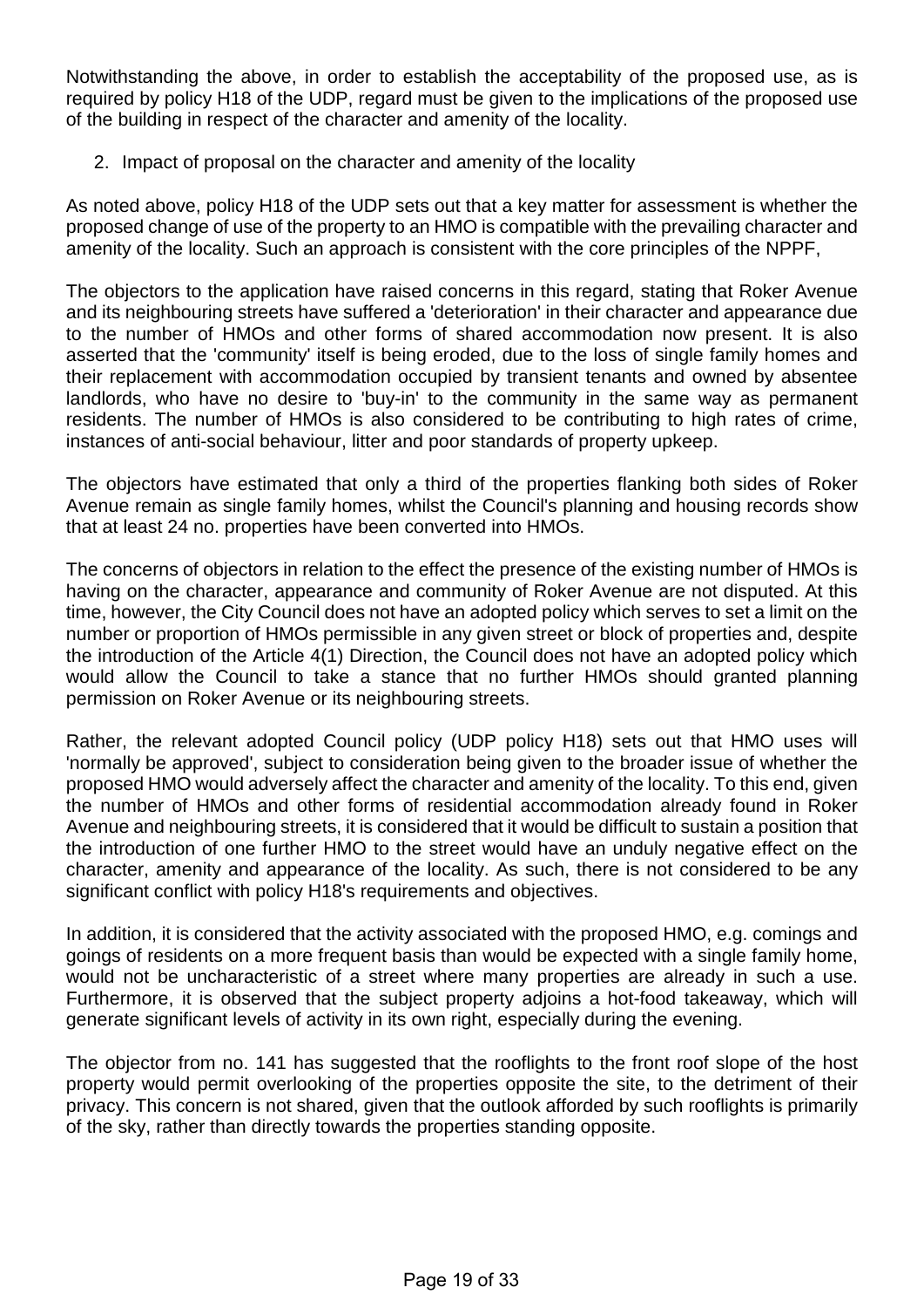Notwithstanding the above, in order to establish the acceptability of the proposed use, as is required by policy H18 of the UDP, regard must be given to the implications of the proposed use of the building in respect of the character and amenity of the locality.

2. Impact of proposal on the character and amenity of the locality

As noted above, policy H18 of the UDP sets out that a key matter for assessment is whether the proposed change of use of the property to an HMO is compatible with the prevailing character and amenity of the locality. Such an approach is consistent with the core principles of the NPPF,

The objectors to the application have raised concerns in this regard, stating that Roker Avenue and its neighbouring streets have suffered a 'deterioration' in their character and appearance due to the number of HMOs and other forms of shared accommodation now present. It is also asserted that the 'community' itself is being eroded, due to the loss of single family homes and their replacement with accommodation occupied by transient tenants and owned by absentee landlords, who have no desire to 'buy-in' to the community in the same way as permanent residents. The number of HMOs is also considered to be contributing to high rates of crime, instances of anti-social behaviour, litter and poor standards of property upkeep.

The objectors have estimated that only a third of the properties flanking both sides of Roker Avenue remain as single family homes, whilst the Council's planning and housing records show that at least 24 no. properties have been converted into HMOs.

The concerns of objectors in relation to the effect the presence of the existing number of HMOs is having on the character, appearance and community of Roker Avenue are not disputed. At this time, however, the City Council does not have an adopted policy which serves to set a limit on the number or proportion of HMOs permissible in any given street or block of properties and, despite the introduction of the Article 4(1) Direction, the Council does not have an adopted policy which would allow the Council to take a stance that no further HMOs should granted planning permission on Roker Avenue or its neighbouring streets.

Rather, the relevant adopted Council policy (UDP policy H18) sets out that HMO uses will 'normally be approved', subject to consideration being given to the broader issue of whether the proposed HMO would adversely affect the character and amenity of the locality. To this end, given the number of HMOs and other forms of residential accommodation already found in Roker Avenue and neighbouring streets, it is considered that it would be difficult to sustain a position that the introduction of one further HMO to the street would have an unduly negative effect on the character, amenity and appearance of the locality. As such, there is not considered to be any significant conflict with policy H18's requirements and objectives.

In addition, it is considered that the activity associated with the proposed HMO, e.g. comings and goings of residents on a more frequent basis than would be expected with a single family home, would not be uncharacteristic of a street where many properties are already in such a use. Furthermore, it is observed that the subject property adjoins a hot-food takeaway, which will generate significant levels of activity in its own right, especially during the evening.

The objector from no. 141 has suggested that the rooflights to the front roof slope of the host property would permit overlooking of the properties opposite the site, to the detriment of their privacy. This concern is not shared, given that the outlook afforded by such rooflights is primarily of the sky, rather than directly towards the properties standing opposite.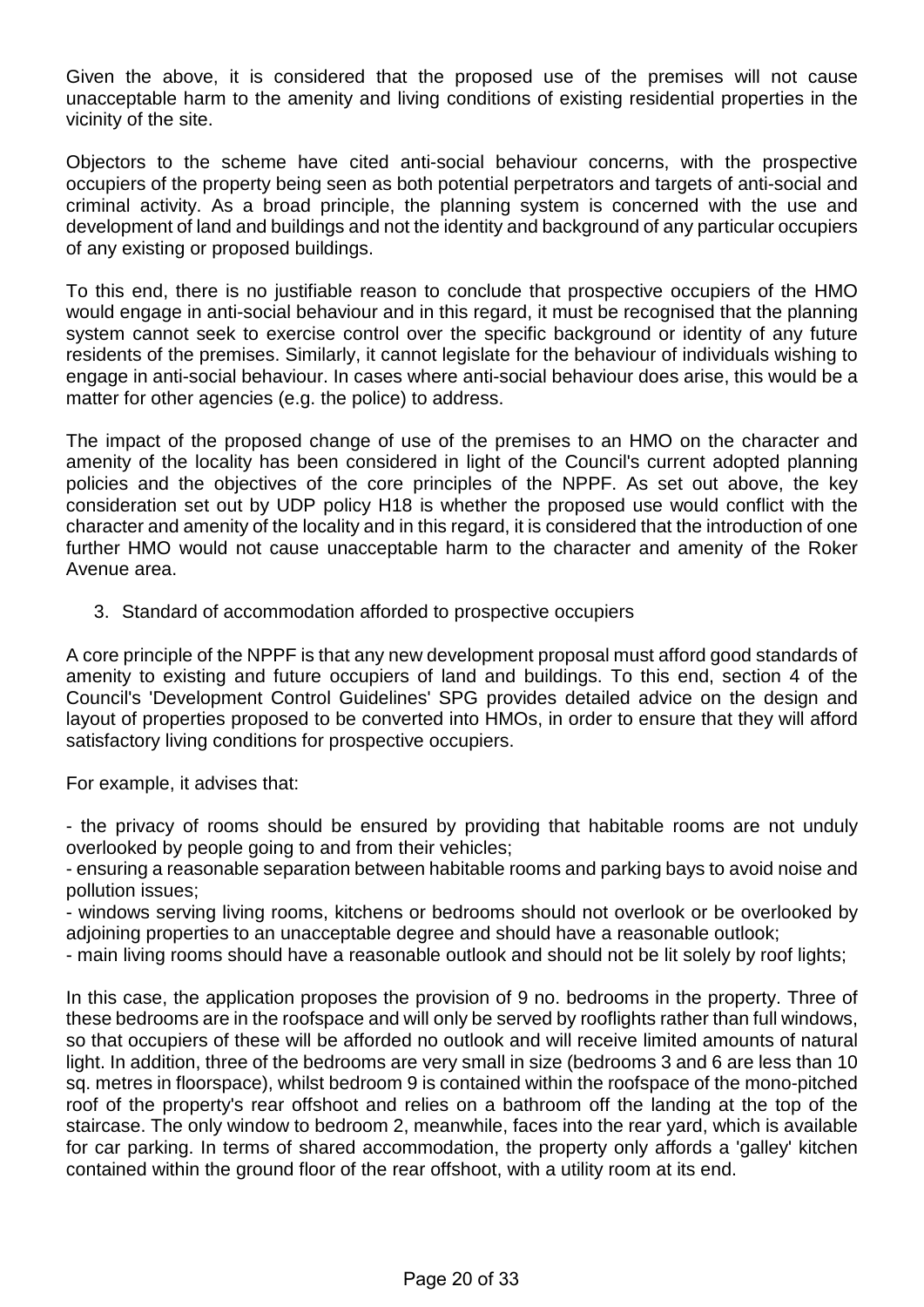Given the above, it is considered that the proposed use of the premises will not cause unacceptable harm to the amenity and living conditions of existing residential properties in the vicinity of the site.

Objectors to the scheme have cited anti-social behaviour concerns, with the prospective occupiers of the property being seen as both potential perpetrators and targets of anti-social and criminal activity. As a broad principle, the planning system is concerned with the use and development of land and buildings and not the identity and background of any particular occupiers of any existing or proposed buildings.

To this end, there is no justifiable reason to conclude that prospective occupiers of the HMO would engage in anti-social behaviour and in this regard, it must be recognised that the planning system cannot seek to exercise control over the specific background or identity of any future residents of the premises. Similarly, it cannot legislate for the behaviour of individuals wishing to engage in anti-social behaviour. In cases where anti-social behaviour does arise, this would be a matter for other agencies (e.g. the police) to address.

The impact of the proposed change of use of the premises to an HMO on the character and amenity of the locality has been considered in light of the Council's current adopted planning policies and the objectives of the core principles of the NPPF. As set out above, the key consideration set out by UDP policy H18 is whether the proposed use would conflict with the character and amenity of the locality and in this regard, it is considered that the introduction of one further HMO would not cause unacceptable harm to the character and amenity of the Roker Avenue area.

3. Standard of accommodation afforded to prospective occupiers

A core principle of the NPPF is that any new development proposal must afford good standards of amenity to existing and future occupiers of land and buildings. To this end, section 4 of the Council's 'Development Control Guidelines' SPG provides detailed advice on the design and layout of properties proposed to be converted into HMOs, in order to ensure that they will afford satisfactory living conditions for prospective occupiers.

For example, it advises that:

- the privacy of rooms should be ensured by providing that habitable rooms are not unduly overlooked by people going to and from their vehicles;
- ensuring a reasonable separation between habitable rooms and parking bays to avoid noise and pollution issues;
- windows serving living rooms, kitchens or bedrooms should not overlook or be overlooked by adjoining properties to an unacceptable degree and should have a reasonable outlook;
- main living rooms should have a reasonable outlook and should not be lit solely by roof lights;

In this case, the application proposes the provision of 9 no. bedrooms in the property. Three of these bedrooms are in the roofspace and will only be served by rooflights rather than full windows, so that occupiers of these will be afforded no outlook and will receive limited amounts of natural light. In addition, three of the bedrooms are very small in size (bedrooms 3 and 6 are less than 10 sq. metres in floorspace), whilst bedroom 9 is contained within the roofspace of the mono-pitched roof of the property's rear offshoot and relies on a bathroom off the landing at the top of the staircase. The only window to bedroom 2, meanwhile, faces into the rear yard, which is available for car parking. In terms of shared accommodation, the property only affords a 'galley' kitchen contained within the ground floor of the rear offshoot, with a utility room at its end.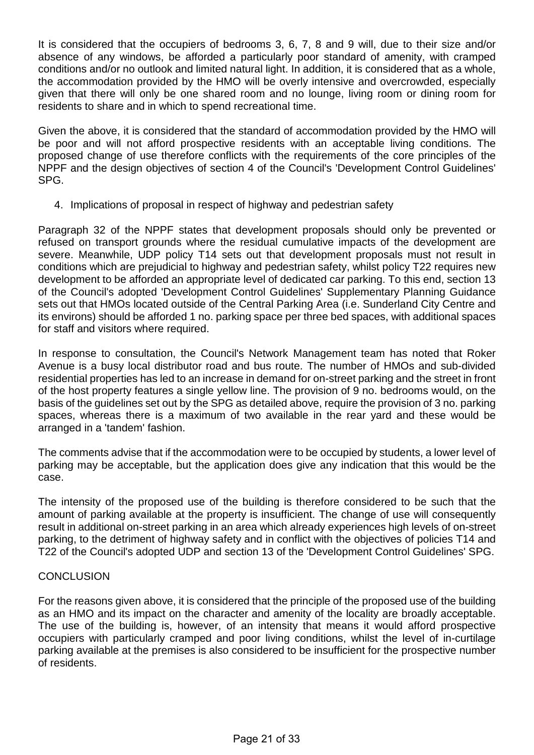It is considered that the occupiers of bedrooms 3, 6, 7, 8 and 9 will, due to their size and/or absence of any windows, be afforded a particularly poor standard of amenity, with cramped conditions and/or no outlook and limited natural light. In addition, it is considered that as a whole, the accommodation provided by the HMO will be overly intensive and overcrowded, especially given that there will only be one shared room and no lounge, living room or dining room for residents to share and in which to spend recreational time.

Given the above, it is considered that the standard of accommodation provided by the HMO will be poor and will not afford prospective residents with an acceptable living conditions. The proposed change of use therefore conflicts with the requirements of the core principles of the NPPF and the design objectives of section 4 of the Council's 'Development Control Guidelines' SPG.

4. Implications of proposal in respect of highway and pedestrian safety

Paragraph 32 of the NPPF states that development proposals should only be prevented or refused on transport grounds where the residual cumulative impacts of the development are severe. Meanwhile, UDP policy T14 sets out that development proposals must not result in conditions which are prejudicial to highway and pedestrian safety, whilst policy T22 requires new development to be afforded an appropriate level of dedicated car parking. To this end, section 13 of the Council's adopted 'Development Control Guidelines' Supplementary Planning Guidance sets out that HMOs located outside of the Central Parking Area (i.e. Sunderland City Centre and its environs) should be afforded 1 no. parking space per three bed spaces, with additional spaces for staff and visitors where required.

In response to consultation, the Council's Network Management team has noted that Roker Avenue is a busy local distributor road and bus route. The number of HMOs and sub-divided residential properties has led to an increase in demand for on-street parking and the street in front of the host property features a single yellow line. The provision of 9 no. bedrooms would, on the basis of the guidelines set out by the SPG as detailed above, require the provision of 3 no. parking spaces, whereas there is a maximum of two available in the rear yard and these would be arranged in a 'tandem' fashion.

The comments advise that if the accommodation were to be occupied by students, a lower level of parking may be acceptable, but the application does give any indication that this would be the case.

The intensity of the proposed use of the building is therefore considered to be such that the amount of parking available at the property is insufficient. The change of use will consequently result in additional on-street parking in an area which already experiences high levels of on-street parking, to the detriment of highway safety and in conflict with the objectives of policies T14 and T22 of the Council's adopted UDP and section 13 of the 'Development Control Guidelines' SPG.

CONCLUSION

For the reasons given above, it is considered that the principle of the proposed use of the building as an HMO and its impact on the character and amenity of the locality are broadly acceptable. The use of the building is, however, of an intensity that means it would afford prospective occupiers with particularly cramped and poor living conditions, whilst the level of in-curtilage parking available at the premises is also considered to be insufficient for the prospective number of residents.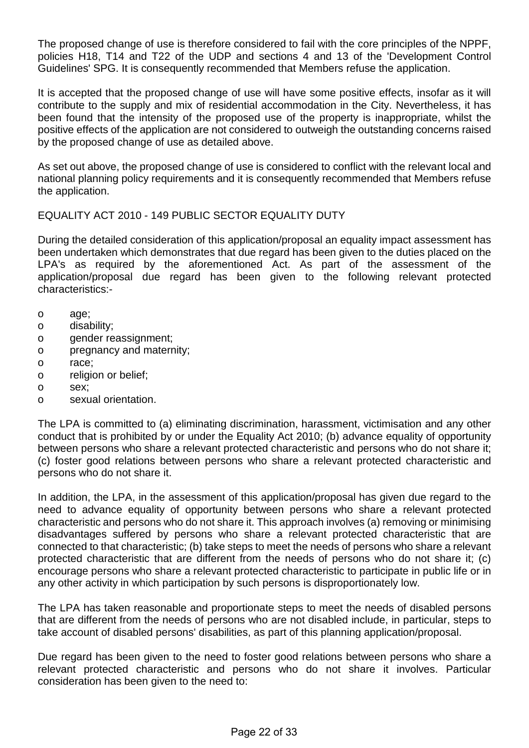The proposed change of use is therefore considered to fail with the core principles of the NPPF, policies H18, T14 and T22 of the UDP and sections 4 and 13 of the 'Development Control Guidelines' SPG. It is consequently recommended that Members refuse the application.

It is accepted that the proposed change of use will have some positive effects, insofar as it will contribute to the supply and mix of residential accommodation in the City. Nevertheless, it has been found that the intensity of the proposed use of the property is inappropriate, whilst the positive effects of the application are not considered to outweigh the outstanding concerns raised by the proposed change of use as detailed above.

As set out above, the proposed change of use is considered to conflict with the relevant local and national planning policy requirements and it is consequently recommended that Members refuse the application.

EQUALITY ACT 2010 - 149 PUBLIC SECTOR EQUALITY DUTY

During the detailed consideration of this application/proposal an equality impact assessment has been undertaken which demonstrates that due regard has been given to the duties placed on the LPA's as required by the aforementioned Act. As part of the assessment of the application/proposal due regard has been given to the following relevant protected characteristics:-

- age;
- disability;
- gender reassignment;
- pregnancy and maternity;
- race;
- religion or belief;
- sex;
- sexual orientation.

The LPA is committed to (a) eliminating discrimination, harassment, victimisation and any other conduct that is prohibited by or under the Equality Act 2010; (b) advance equality of opportunity between persons who share a relevant protected characteristic and persons who do not share it; (c) foster good relations between persons who share a relevant protected characteristic and persons who do not share it.

In addition, the LPA, in the assessment of this application/proposal has given due regard to the need to advance equality of opportunity between persons who share a relevant protected characteristic and persons who do not share it. This approach involves (a) removing or minimising disadvantages suffered by persons who share a relevant protected characteristic that are connected to that characteristic; (b) take steps to meet the needs of persons who share a relevant protected characteristic that are different from the needs of persons who do not share it; (c) encourage persons who share a relevant protected characteristic to participate in public life or in any other activity in which participation by such persons is disproportionately low.

The LPA has taken reasonable and proportionate steps to meet the needs of disabled persons that are different from the needs of persons who are not disabled include, in particular, steps to take account of disabled persons' disabilities, as part of this planning application/proposal.

Due regard has been given to the need to foster good relations between persons who share a relevant protected characteristic and persons who do not share it involves. Particular consideration has been given to the need to: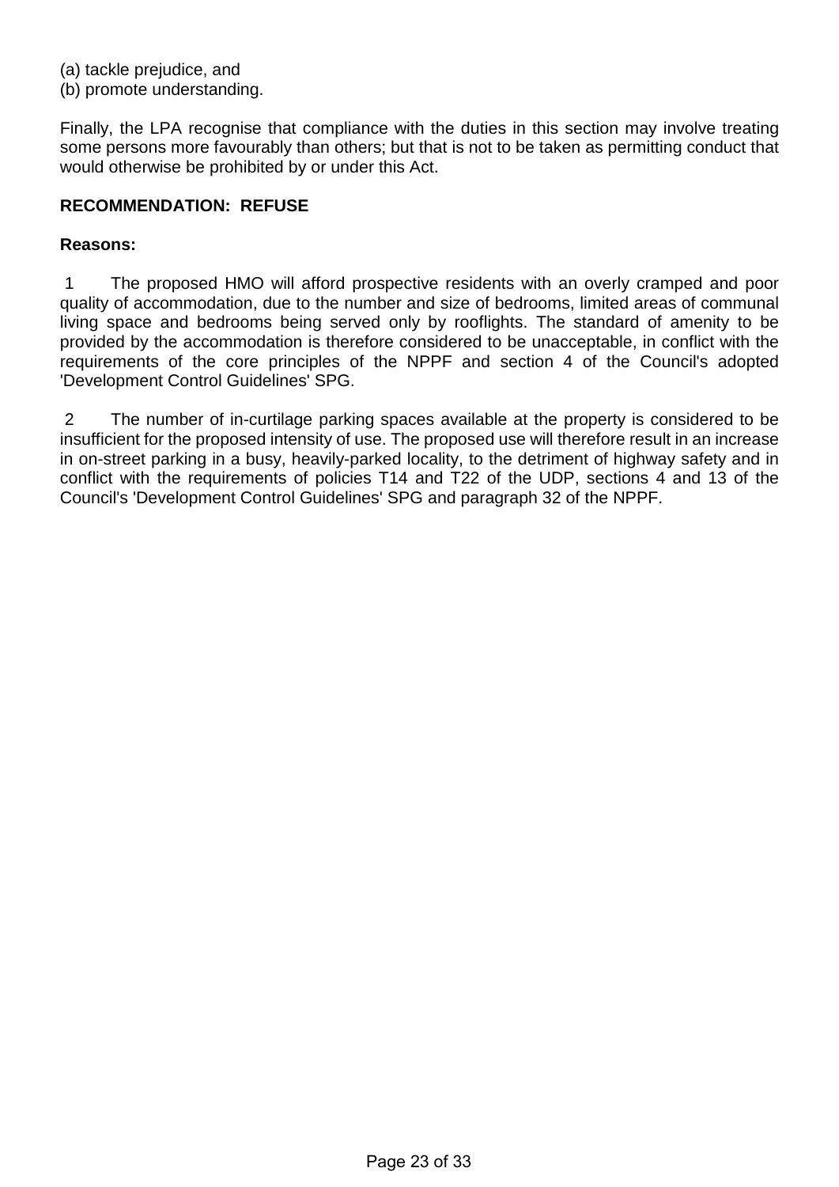(a) tackle prejudice, and
(b) promote understanding.

Finally, the LPA recognise that compliance with the duties in this section may involve treating some persons more favourably than others; but that is not to be taken as permitting conduct that would otherwise be prohibited by or under this Act.

**RECOMMENDATION: REFUSE**

**Reasons:**

1 The proposed HMO will afford prospective residents with an overly cramped and poor quality of accommodation, due to the number and size of bedrooms, limited areas of communal living space and bedrooms being served only by rooflights. The standard of amenity to be provided by the accommodation is therefore considered to be unacceptable, in conflict with the requirements of the core principles of the NPPF and section 4 of the Council's adopted 'Development Control Guidelines' SPG.

2 The number of in-curtilage parking spaces available at the property is considered to be insufficient for the proposed intensity of use. The proposed use will therefore result in an increase in on-street parking in a busy, heavily-parked locality, to the detriment of highway safety and in conflict with the requirements of policies T14 and T22 of the UDP, sections 4 and 13 of the Council's 'Development Control Guidelines' SPG and paragraph 32 of the NPPF.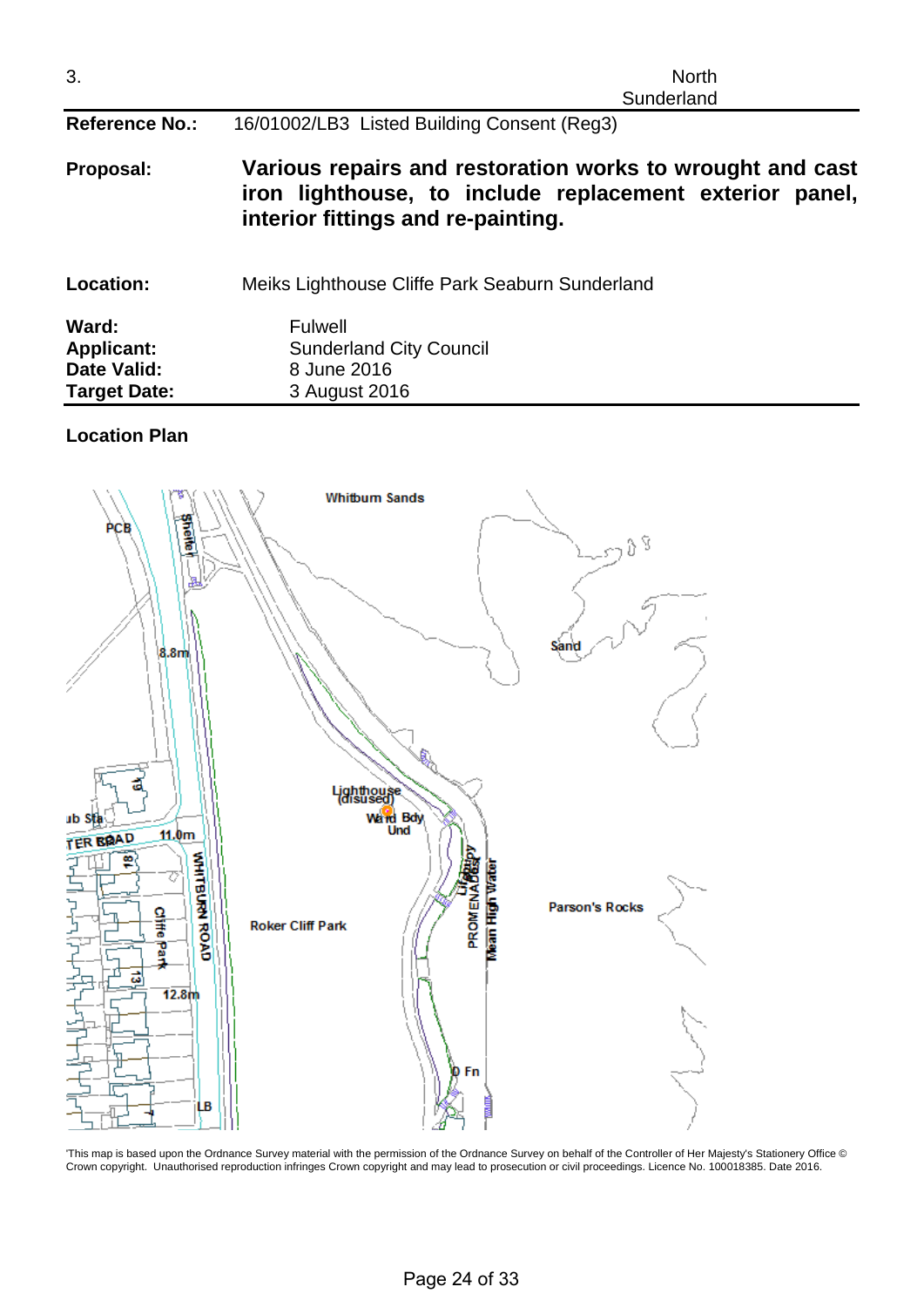3. North Sunderland

| | |
|---|---|
| **Reference No.:** | 16/01002/LB3 Listed Building Consent (Reg3) |
| **Proposal:** | **Various repairs and restoration works to wrought and cast iron lighthouse, to include replacement exterior panel, interior fittings and re-painting.** |
| **Location:** | Meiks Lighthouse Cliffe Park Seaburn Sunderland |
| **Ward:** | Fulwell |
| **Applicant:** | Sunderland City Council |
| **Date Valid:** | 8 June 2016 |
| **Target Date:** | 3 August 2016 |

**Location Plan**

'This map is based upon the Ordnance Survey material with the permission of the Ordnance Survey on behalf of the Controller of Her Majesty's Stationery Office © Crown copyright. Unauthorised reproduction infringes Crown copyright and may lead to prosecution or civil proceedings. Licence No. 100018385. Date 2016.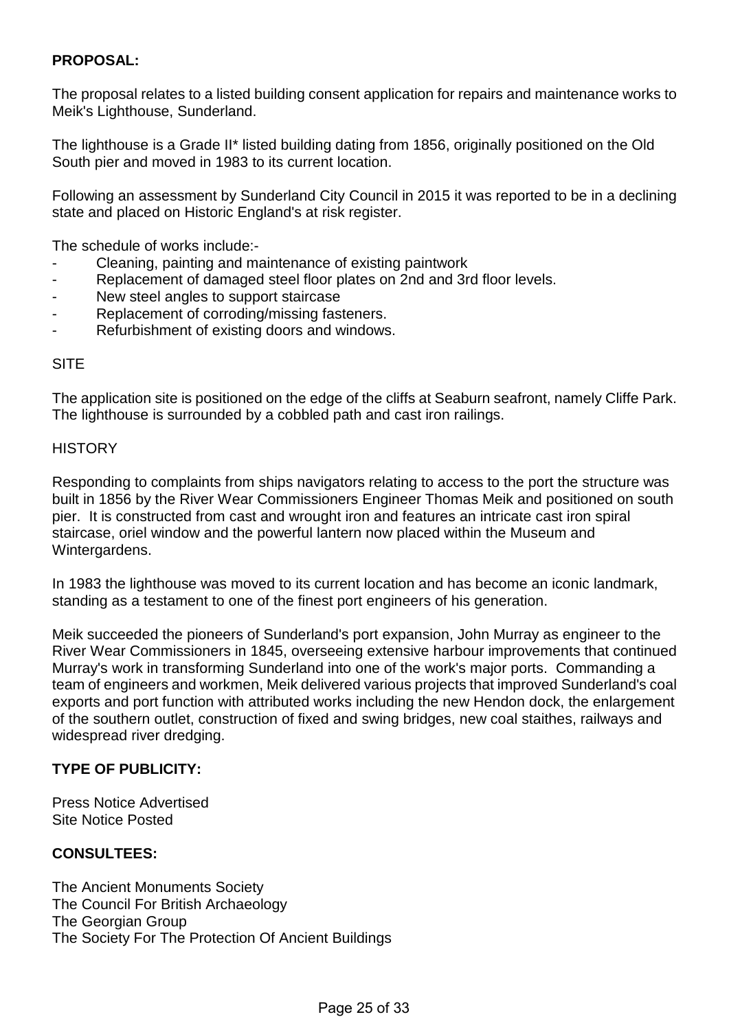**PROPOSAL:**

The proposal relates to a listed building consent application for repairs and maintenance works to Meik's Lighthouse, Sunderland.

The lighthouse is a Grade II* listed building dating from 1856, originally positioned on the Old South pier and moved in 1983 to its current location.

Following an assessment by Sunderland City Council in 2015 it was reported to be in a declining state and placed on Historic England's at risk register.

The schedule of works include:-

- Cleaning, painting and maintenance of existing paintwork
- Replacement of damaged steel floor plates on 2nd and 3rd floor levels.
- New steel angles to support staircase
- Replacement of corroding/missing fasteners.
- Refurbishment of existing doors and windows.

SITE

The application site is positioned on the edge of the cliffs at Seaburn seafront, namely Cliffe Park. The lighthouse is surrounded by a cobbled path and cast iron railings.

HISTORY

Responding to complaints from ships navigators relating to access to the port the structure was built in 1856 by the River Wear Commissioners Engineer Thomas Meik and positioned on south pier. It is constructed from cast and wrought iron and features an intricate cast iron spiral staircase, oriel window and the powerful lantern now placed within the Museum and Wintergardens.

In 1983 the lighthouse was moved to its current location and has become an iconic landmark, standing as a testament to one of the finest port engineers of his generation.

Meik succeeded the pioneers of Sunderland's port expansion, John Murray as engineer to the River Wear Commissioners in 1845, overseeing extensive harbour improvements that continued Murray's work in transforming Sunderland into one of the work's major ports. Commanding a team of engineers and workmen, Meik delivered various projects that improved Sunderland's coal exports and port function with attributed works including the new Hendon dock, the enlargement of the southern outlet, construction of fixed and swing bridges, new coal staithes, railways and widespread river dredging.

**TYPE OF PUBLICITY:**

Press Notice Advertised
Site Notice Posted

**CONSULTEES:**

The Ancient Monuments Society
The Council For British Archaeology
The Georgian Group
The Society For The Protection Of Ancient Buildings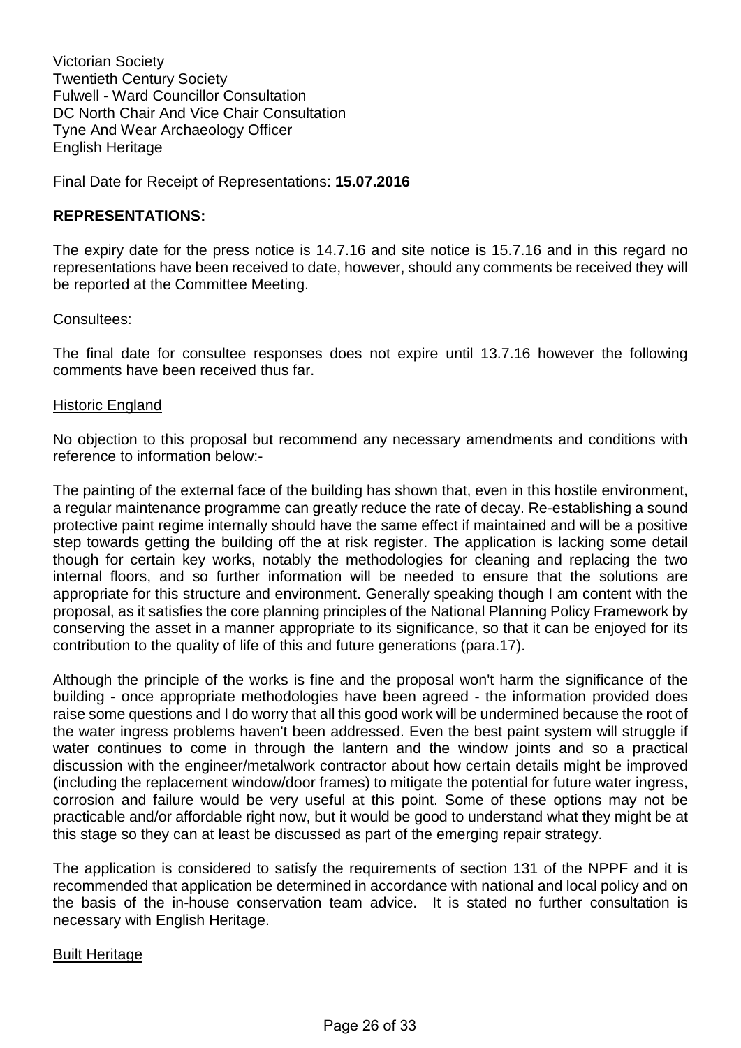Victorian Society
Twentieth Century Society
Fulwell - Ward Councillor Consultation
DC North Chair And Vice Chair Consultation
Tyne And Wear Archaeology Officer
English Heritage

Final Date for Receipt of Representations: **15.07.2016**

**REPRESENTATIONS:**

The expiry date for the press notice is 14.7.16 and site notice is 15.7.16 and in this regard no representations have been received to date, however, should any comments be received they will be reported at the Committee Meeting.

Consultees:

The final date for consultee responses does not expire until 13.7.16 however the following comments have been received thus far.

<u>Historic England</u>

No objection to this proposal but recommend any necessary amendments and conditions with reference to information below:-

The painting of the external face of the building has shown that, even in this hostile environment, a regular maintenance programme can greatly reduce the rate of decay. Re-establishing a sound protective paint regime internally should have the same effect if maintained and will be a positive step towards getting the building off the at risk register. The application is lacking some detail though for certain key works, notably the methodologies for cleaning and replacing the two internal floors, and so further information will be needed to ensure that the solutions are appropriate for this structure and environment. Generally speaking though I am content with the proposal, as it satisfies the core planning principles of the National Planning Policy Framework by conserving the asset in a manner appropriate to its significance, so that it can be enjoyed for its contribution to the quality of life of this and future generations (para.17).

Although the principle of the works is fine and the proposal won't harm the significance of the building - once appropriate methodologies have been agreed - the information provided does raise some questions and I do worry that all this good work will be undermined because the root of the water ingress problems haven't been addressed. Even the best paint system will struggle if water continues to come in through the lantern and the window joints and so a practical discussion with the engineer/metalwork contractor about how certain details might be improved (including the replacement window/door frames) to mitigate the potential for future water ingress, corrosion and failure would be very useful at this point. Some of these options may not be practicable and/or affordable right now, but it would be good to understand what they might be at this stage so they can at least be discussed as part of the emerging repair strategy.

The application is considered to satisfy the requirements of section 131 of the NPPF and it is recommended that application be determined in accordance with national and local policy and on the basis of the in-house conservation team advice. It is stated no further consultation is necessary with English Heritage.

<u>Built Heritage</u>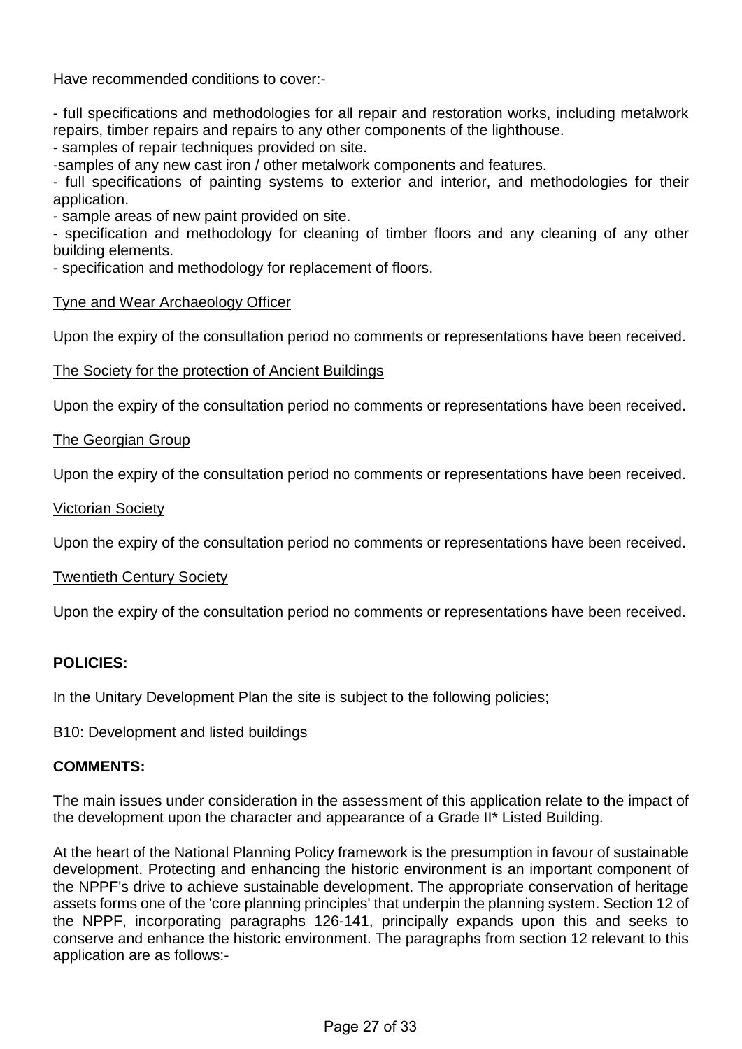Have recommended conditions to cover:-

- full specifications and methodologies for all repair and restoration works, including metalwork repairs, timber repairs and repairs to any other components of the lighthouse.
- samples of repair techniques provided on site.
-samples of any new cast iron / other metalwork components and features.
- full specifications of painting systems to exterior and interior, and methodologies for their application.
- sample areas of new paint provided on site.
- specification and methodology for cleaning of timber floors and any cleaning of any other building elements.
- specification and methodology for replacement of floors.

Tyne and Wear Archaeology Officer

Upon the expiry of the consultation period no comments or representations have been received.

The Society for the protection of Ancient Buildings

Upon the expiry of the consultation period no comments or representations have been received.

The Georgian Group

Upon the expiry of the consultation period no comments or representations have been received.

Victorian Society

Upon the expiry of the consultation period no comments or representations have been received.

Twentieth Century Society

Upon the expiry of the consultation period no comments or representations have been received.

**POLICIES:**

In the Unitary Development Plan the site is subject to the following policies;

B10: Development and listed buildings

**COMMENTS:**

The main issues under consideration in the assessment of this application relate to the impact of the development upon the character and appearance of a Grade II* Listed Building.

At the heart of the National Planning Policy framework is the presumption in favour of sustainable development. Protecting and enhancing the historic environment is an important component of the NPPF's drive to achieve sustainable development. The appropriate conservation of heritage assets forms one of the 'core planning principles' that underpin the planning system. Section 12 of the NPPF, incorporating paragraphs 126-141, principally expands upon this and seeks to conserve and enhance the historic environment. The paragraphs from section 12 relevant to this application are as follows:-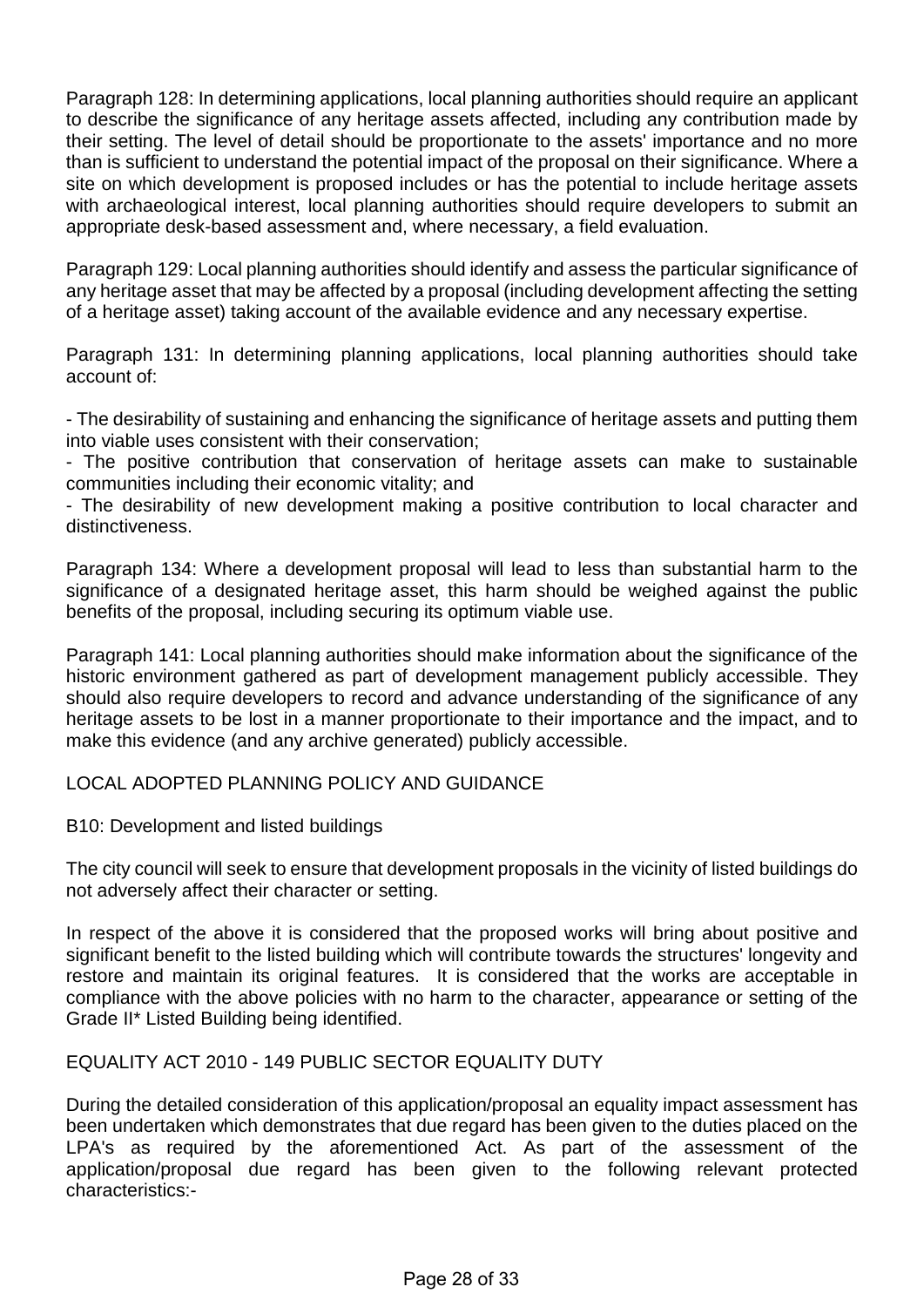Paragraph 128: In determining applications, local planning authorities should require an applicant to describe the significance of any heritage assets affected, including any contribution made by their setting. The level of detail should be proportionate to the assets' importance and no more than is sufficient to understand the potential impact of the proposal on their significance. Where a site on which development is proposed includes or has the potential to include heritage assets with archaeological interest, local planning authorities should require developers to submit an appropriate desk-based assessment and, where necessary, a field evaluation.

Paragraph 129: Local planning authorities should identify and assess the particular significance of any heritage asset that may be affected by a proposal (including development affecting the setting of a heritage asset) taking account of the available evidence and any necessary expertise.

Paragraph 131: In determining planning applications, local planning authorities should take account of:

- The desirability of sustaining and enhancing the significance of heritage assets and putting them into viable uses consistent with their conservation;
- The positive contribution that conservation of heritage assets can make to sustainable communities including their economic vitality; and
- The desirability of new development making a positive contribution to local character and distinctiveness.

Paragraph 134: Where a development proposal will lead to less than substantial harm to the significance of a designated heritage asset, this harm should be weighed against the public benefits of the proposal, including securing its optimum viable use.

Paragraph 141: Local planning authorities should make information about the significance of the historic environment gathered as part of development management publicly accessible. They should also require developers to record and advance understanding of the significance of any heritage assets to be lost in a manner proportionate to their importance and the impact, and to make this evidence (and any archive generated) publicly accessible.

LOCAL ADOPTED PLANNING POLICY AND GUIDANCE

B10: Development and listed buildings

The city council will seek to ensure that development proposals in the vicinity of listed buildings do not adversely affect their character or setting.

In respect of the above it is considered that the proposed works will bring about positive and significant benefit to the listed building which will contribute towards the structures' longevity and restore and maintain its original features. It is considered that the works are acceptable in compliance with the above policies with no harm to the character, appearance or setting of the Grade II* Listed Building being identified.

EQUALITY ACT 2010 - 149 PUBLIC SECTOR EQUALITY DUTY

During the detailed consideration of this application/proposal an equality impact assessment has been undertaken which demonstrates that due regard has been given to the duties placed on the LPA's as required by the aforementioned Act. As part of the assessment of the application/proposal due regard has been given to the following relevant protected characteristics:-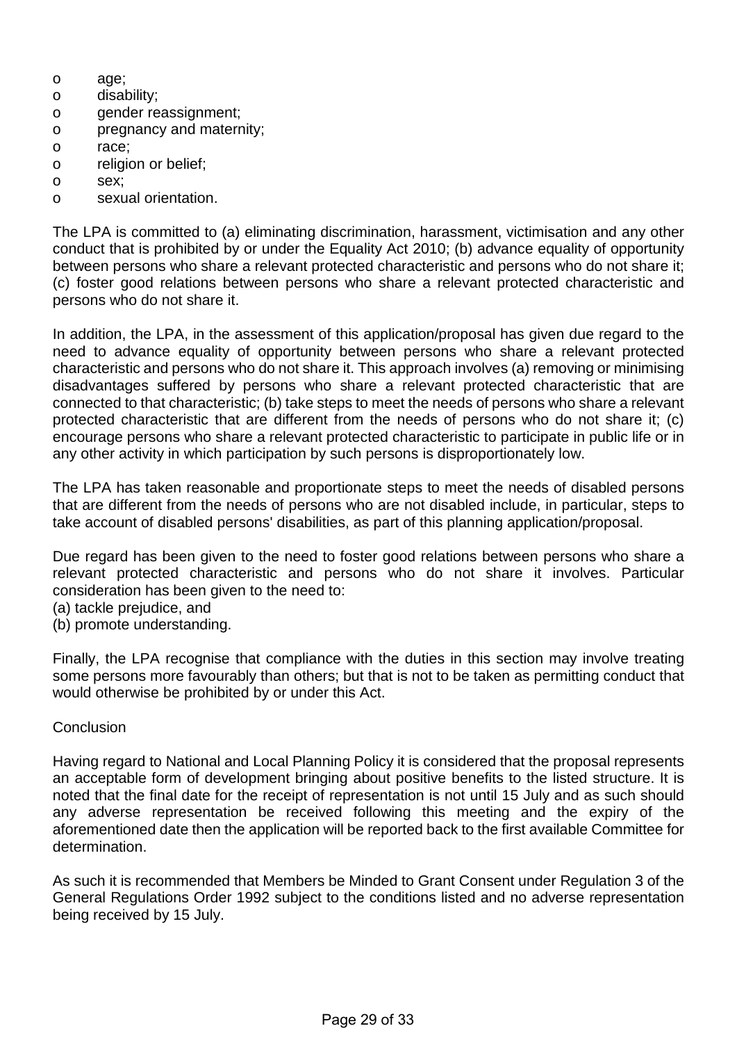- age;
- disability;
- gender reassignment;
- pregnancy and maternity;
- race;
- religion or belief;
- sex;
- sexual orientation.

The LPA is committed to (a) eliminating discrimination, harassment, victimisation and any other conduct that is prohibited by or under the Equality Act 2010; (b) advance equality of opportunity between persons who share a relevant protected characteristic and persons who do not share it; (c) foster good relations between persons who share a relevant protected characteristic and persons who do not share it.

In addition, the LPA, in the assessment of this application/proposal has given due regard to the need to advance equality of opportunity between persons who share a relevant protected characteristic and persons who do not share it. This approach involves (a) removing or minimising disadvantages suffered by persons who share a relevant protected characteristic that are connected to that characteristic; (b) take steps to meet the needs of persons who share a relevant protected characteristic that are different from the needs of persons who do not share it; (c) encourage persons who share a relevant protected characteristic to participate in public life or in any other activity in which participation by such persons is disproportionately low.

The LPA has taken reasonable and proportionate steps to meet the needs of disabled persons that are different from the needs of persons who are not disabled include, in particular, steps to take account of disabled persons' disabilities, as part of this planning application/proposal.

Due regard has been given to the need to foster good relations between persons who share a relevant protected characteristic and persons who do not share it involves. Particular consideration has been given to the need to:
(a) tackle prejudice, and
(b) promote understanding.

Finally, the LPA recognise that compliance with the duties in this section may involve treating some persons more favourably than others; but that is not to be taken as permitting conduct that would otherwise be prohibited by or under this Act.

Conclusion

Having regard to National and Local Planning Policy it is considered that the proposal represents an acceptable form of development bringing about positive benefits to the listed structure. It is noted that the final date for the receipt of representation is not until 15 July and as such should any adverse representation be received following this meeting and the expiry of the aforementioned date then the application will be reported back to the first available Committee for determination.

As such it is recommended that Members be Minded to Grant Consent under Regulation 3 of the General Regulations Order 1992 subject to the conditions listed and no adverse representation being received by 15 July.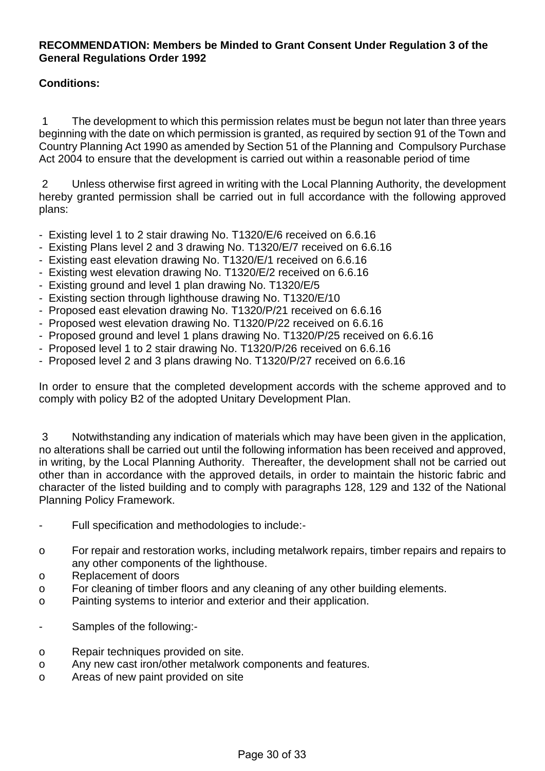**RECOMMENDATION: Members be Minded to Grant Consent Under Regulation 3 of the General Regulations Order 1992**

**Conditions:**

1 The development to which this permission relates must be begun not later than three years beginning with the date on which permission is granted, as required by section 91 of the Town and Country Planning Act 1990 as amended by Section 51 of the Planning and Compulsory Purchase Act 2004 to ensure that the development is carried out within a reasonable period of time

2 Unless otherwise first agreed in writing with the Local Planning Authority, the development hereby granted permission shall be carried out in full accordance with the following approved plans:

- Existing level 1 to 2 stair drawing No. T1320/E/6 received on 6.6.16
- Existing Plans level 2 and 3 drawing No. T1320/E/7 received on 6.6.16
- Existing east elevation drawing No. T1320/E/1 received on 6.6.16
- Existing west elevation drawing No. T1320/E/2 received on 6.6.16
- Existing ground and level 1 plan drawing No. T1320/E/5
- Existing section through lighthouse drawing No. T1320/E/10
- Proposed east elevation drawing No. T1320/P/21 received on 6.6.16
- Proposed west elevation drawing No. T1320/P/22 received on 6.6.16
- Proposed ground and level 1 plans drawing No. T1320/P/25 received on 6.6.16
- Proposed level 1 to 2 stair drawing No. T1320/P/26 received on 6.6.16
- Proposed level 2 and 3 plans drawing No. T1320/P/27 received on 6.6.16

In order to ensure that the completed development accords with the scheme approved and to comply with policy B2 of the adopted Unitary Development Plan.

3 Notwithstanding any indication of materials which may have been given in the application, no alterations shall be carried out until the following information has been received and approved, in writing, by the Local Planning Authority. Thereafter, the development shall not be carried out other than in accordance with the approved details, in order to maintain the historic fabric and character of the listed building and to comply with paragraphs 128, 129 and 132 of the National Planning Policy Framework.

- Full specification and methodologies to include:-
  - For repair and restoration works, including metalwork repairs, timber repairs and repairs to any other components of the lighthouse.
  - Replacement of doors
  - For cleaning of timber floors and any cleaning of any other building elements.
  - Painting systems to interior and exterior and their application.
- Samples of the following:-
  - Repair techniques provided on site.
  - Any new cast iron/other metalwork components and features.
  - Areas of new paint provided on site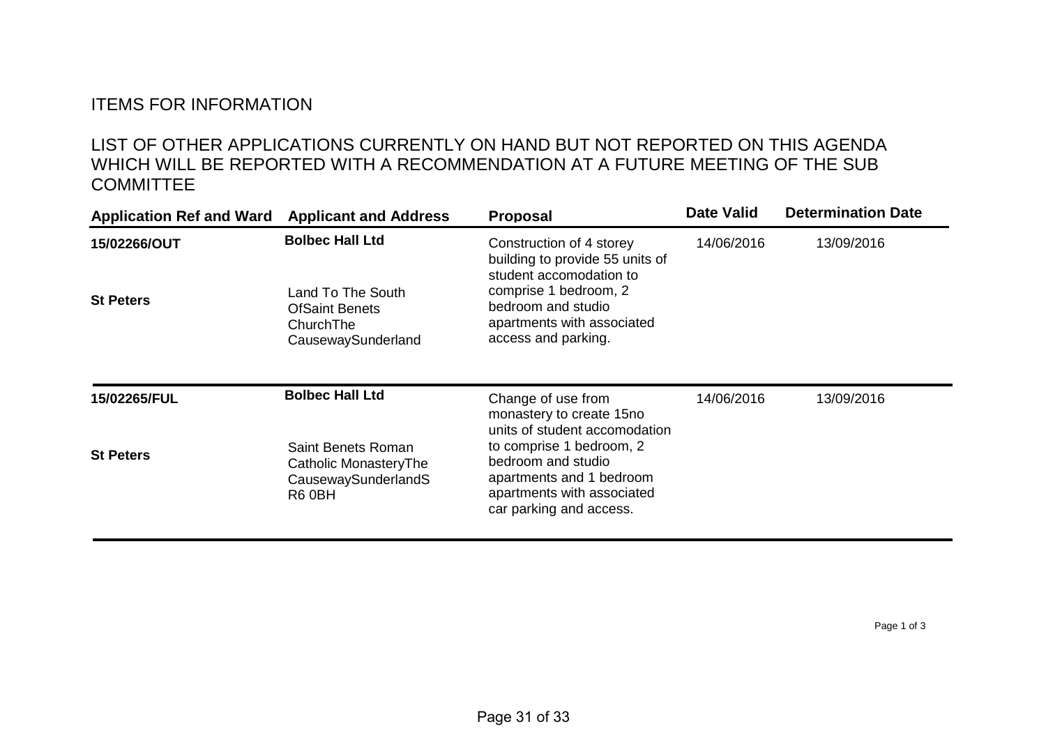ITEMS FOR INFORMATION

LIST OF OTHER APPLICATIONS CURRENTLY ON HAND BUT NOT REPORTED ON THIS AGENDA WHICH WILL BE REPORTED WITH A RECOMMENDATION AT A FUTURE MEETING OF THE SUB COMMITTEE

| Application Ref and Ward | Applicant and Address | Proposal | Date Valid | Determination Date |
|---|---|---|---|---|
| **15/02266/OUT**<br><br>**St Peters** | **Bolbec Hall Ltd**<br><br>Land To The South OfSaint Benets ChurchThe CausewaySunderland | Construction of 4 storey building to provide 55 units of student accomodation to comprise 1 bedroom, 2 bedroom and studio apartments with associated access and parking. | 14/06/2016 | 13/09/2016 |
| **15/02265/FUL**<br><br>**St Peters** | **Bolbec Hall Ltd**<br><br>Saint Benets Roman Catholic MonasteryThe CausewaySunderlandS R6 0BH | Change of use from monastery to create 15no units of student accomodation to comprise 1 bedroom, 2 bedroom and studio apartments and 1 bedroom apartments with associated car parking and access. | 14/06/2016 | 13/09/2016 |

Page 1 of 3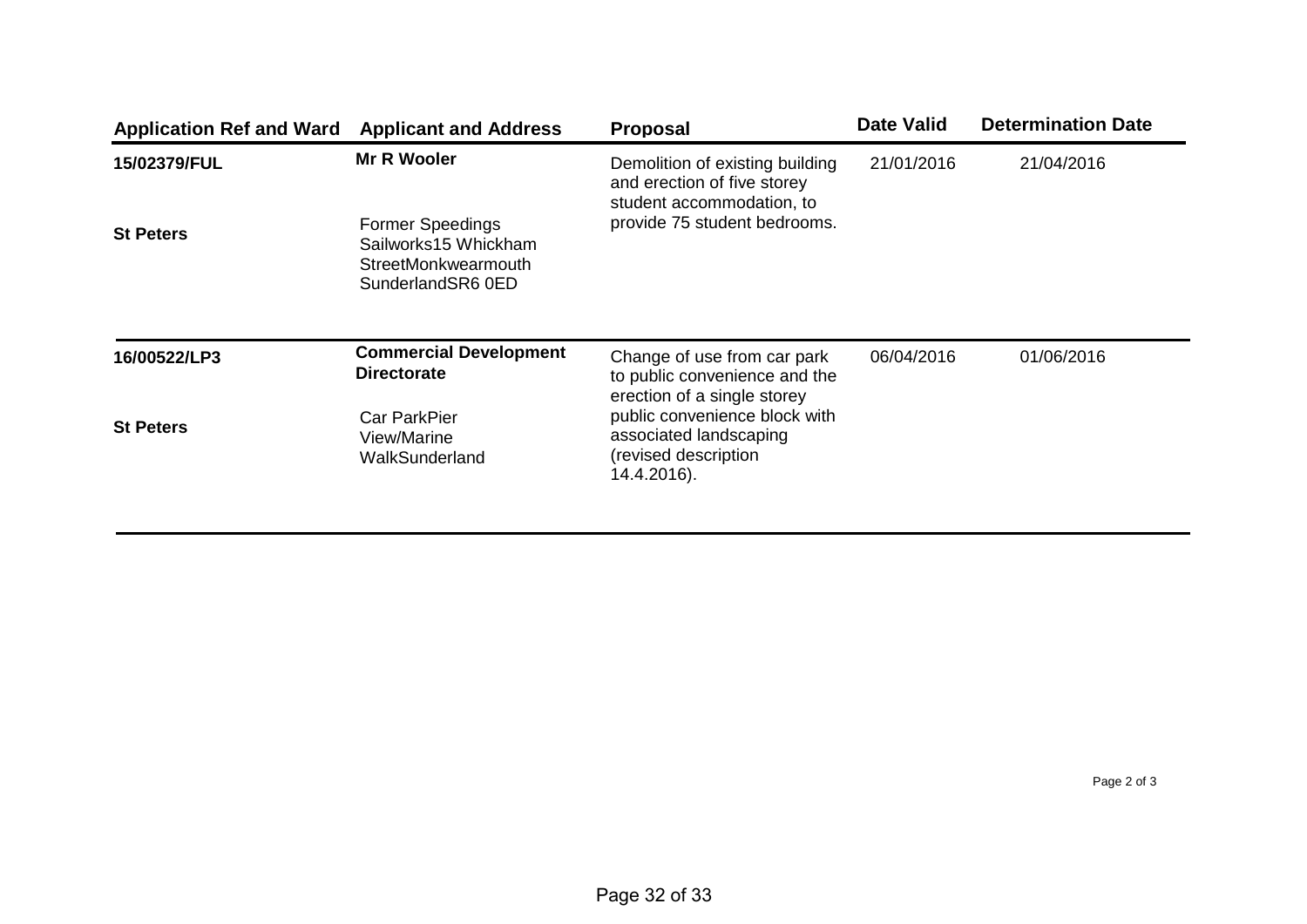| Application Ref and Ward | Applicant and Address | Proposal | Date Valid | Determination Date |
| --- | --- | --- | --- | --- |
| **15/02379/FUL**<br><br>**St Peters** | **Mr R Wooler**<br><br>Former Speedings Sailworks15 Whickham StreetMonkwearmouth SunderlandSR6 0ED | Demolition of existing building and erection of five storey student accommodation, to provide 75 student bedrooms. | 21/01/2016 | 21/04/2016 |
| **16/00522/LP3**<br><br>**St Peters** | **Commercial Development Directorate**<br><br>Car ParkPier View/Marine WalkSunderland | Change of use from car park to public convenience and the erection of a single storey public convenience block with associated landscaping (revised description 14.4.2016). | 06/04/2016 | 01/06/2016 |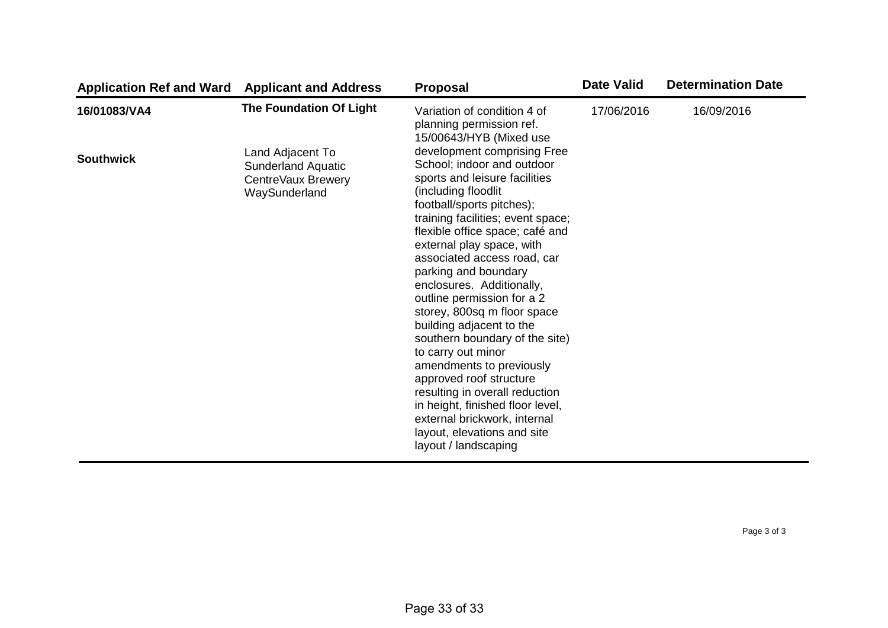| Application Ref and Ward | Applicant and Address | Proposal | Date Valid | Determination Date |
|---|---|---|---|---|
| **16/01083/VA4**<br><br>**Southwick** | **The Foundation Of Light**<br><br>Land Adjacent To Sunderland Aquatic CentreVaux Brewery WaySunderland | Variation of condition 4 of planning permission ref. 15/00643/HYB (Mixed use development comprising Free School; indoor and outdoor sports and leisure facilities (including floodlit football/sports pitches); training facilities; event space; flexible office space; café and external play space, with associated access road, car parking and boundary enclosures. Additionally, outline permission for a 2 storey, 800sq m floor space building adjacent to the southern boundary of the site) to carry out minor amendments to previously approved roof structure resulting in overall reduction in height, finished floor level, external brickwork, internal layout, elevations and site layout / landscaping | 17/06/2016 | 16/09/2016 |